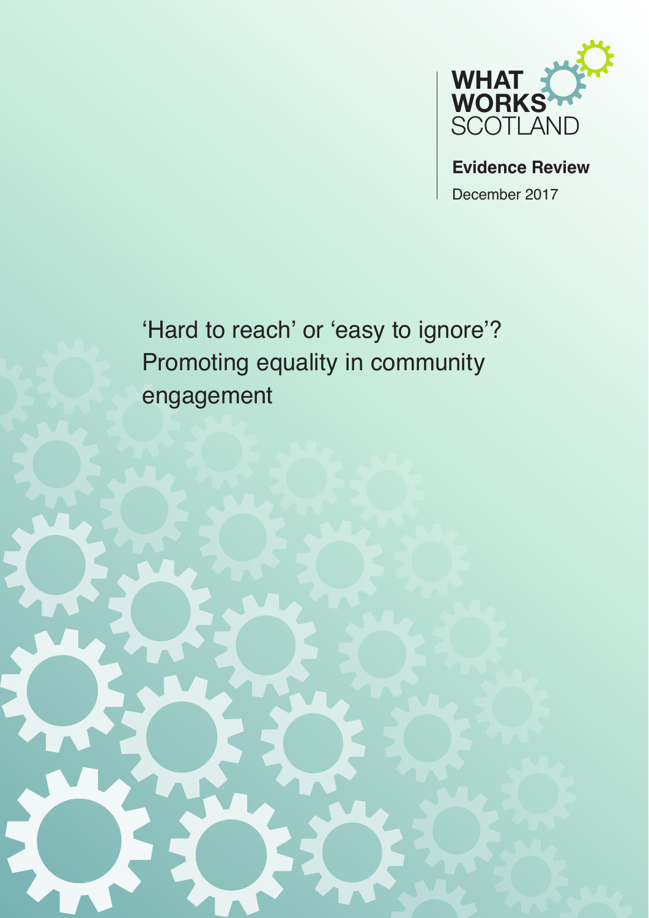WHAT WORKS SCOTLAND

**Evidence Review**

December 2017

# 'Hard to reach' or 'easy to ignore'? Promoting equality in community engagement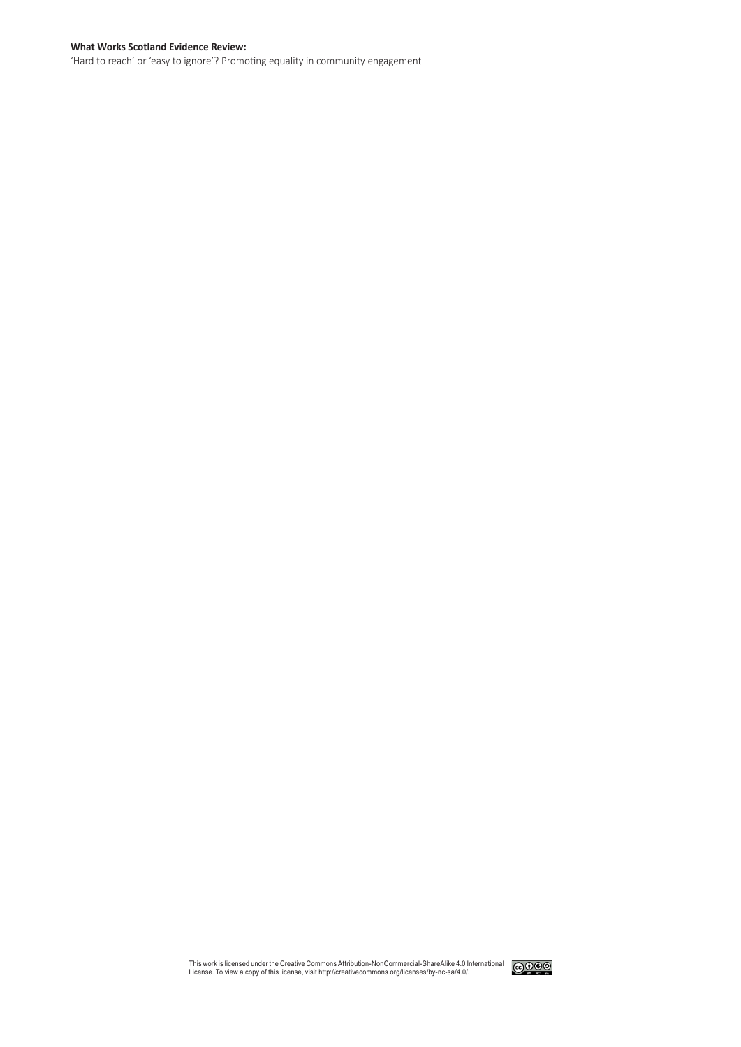**What Works Scotland Evidence Review:**

'Hard to reach' or 'easy to ignore'? Promoting equality in community engagement

This work is licensed under the Creative Commons Attribution-NonCommercial-ShareAlike 4.0 International License. To view a copy of this license, visit http://creativecommons.org/licenses/by-nc-sa/4.0/.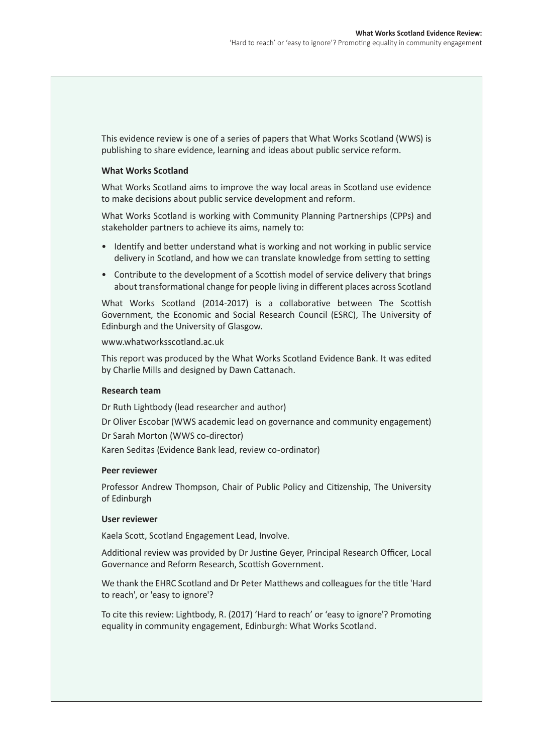This evidence review is one of a series of papers that What Works Scotland (WWS) is publishing to share evidence, learning and ideas about public service reform.

**What Works Scotland**

What Works Scotland aims to improve the way local areas in Scotland use evidence to make decisions about public service development and reform.

What Works Scotland is working with Community Planning Partnerships (CPPs) and stakeholder partners to achieve its aims, namely to:

- Identify and better understand what is working and not working in public service delivery in Scotland, and how we can translate knowledge from setting to setting
- Contribute to the development of a Scottish model of service delivery that brings about transformational change for people living in different places across Scotland

What Works Scotland (2014-2017) is a collaborative between The Scottish Government, the Economic and Social Research Council (ESRC), The University of Edinburgh and the University of Glasgow.

www.whatworksscotland.ac.uk

This report was produced by the What Works Scotland Evidence Bank. It was edited by Charlie Mills and designed by Dawn Cattanach.

**Research team**

Dr Ruth Lightbody (lead researcher and author)

Dr Oliver Escobar (WWS academic lead on governance and community engagement)

Dr Sarah Morton (WWS co-director)

Karen Seditas (Evidence Bank lead, review co-ordinator)

**Peer reviewer**

Professor Andrew Thompson, Chair of Public Policy and Citizenship, The University of Edinburgh

**User reviewer**

Kaela Scott, Scotland Engagement Lead, Involve.

Additional review was provided by Dr Justine Geyer, Principal Research Officer, Local Governance and Reform Research, Scottish Government.

We thank the EHRC Scotland and Dr Peter Matthews and colleagues for the title 'Hard to reach', or 'easy to ignore'?

To cite this review: Lightbody, R. (2017) 'Hard to reach' or 'easy to ignore'? Promoting equality in community engagement, Edinburgh: What Works Scotland.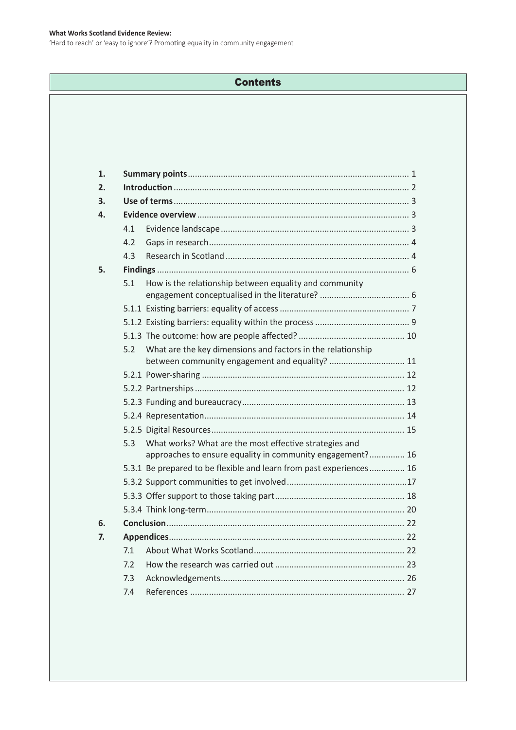# Contents

1. **Summary points** ... 1
2. **Introduction** ... 2
3. **Use of terms** ... 3
4. **Evidence overview** ... 3
   - 4.1 Evidence landscape ... 3
   - 4.2 Gaps in research ... 4
   - 4.3 Research in Scotland ... 4
5. **Findings** ... 6
   - 5.1 How is the relationship between equality and community engagement conceptualised in the literature? ... 6
   - 5.1.1 Existing barriers: equality of access ... 7
   - 5.1.2 Existing barriers: equality within the process ... 9
   - 5.1.3 The outcome: how are people affected? ... 10
   - 5.2 What are the key dimensions and factors in the relationship between community engagement and equality? ... 11
   - 5.2.1 Power-sharing ... 12
   - 5.2.2 Partnerships ... 12
   - 5.2.3 Funding and bureaucracy ... 13
   - 5.2.4 Representation ... 14
   - 5.2.5 Digital Resources ... 15
   - 5.3 What works? What are the most effective strategies and approaches to ensure equality in community engagement? ... 16
   - 5.3.1 Be prepared to be flexible and learn from past experiences ... 16
   - 5.3.2 Support communities to get involved ... 17
   - 5.3.3 Offer support to those taking part ... 18
   - 5.3.4 Think long-term ... 20
6. **Conclusion** ... 22
7. **Appendices** ... 22
   - 7.1 About What Works Scotland ... 22
   - 7.2 How the research was carried out ... 23
   - 7.3 Acknowledgements ... 26
   - 7.4 References ... 27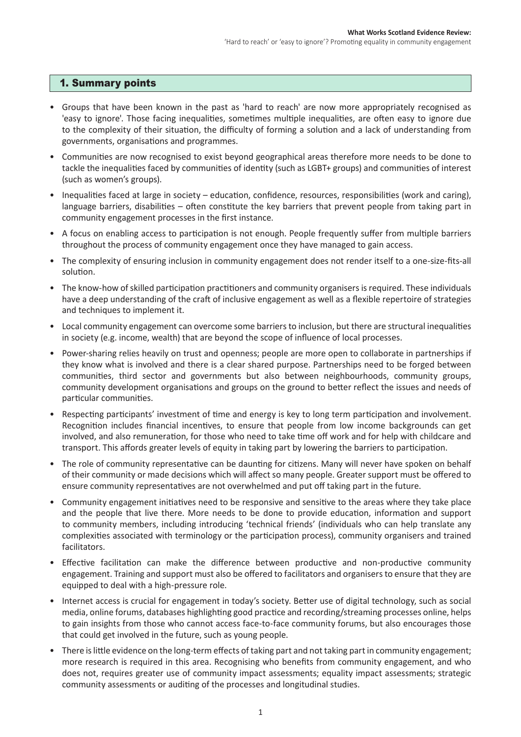## 1. Summary points

- Groups that have been known in the past as 'hard to reach' are now more appropriately recognised as 'easy to ignore'. Those facing inequalities, sometimes multiple inequalities, are often easy to ignore due to the complexity of their situation, the difficulty of forming a solution and a lack of understanding from governments, organisations and programmes.
- Communities are now recognised to exist beyond geographical areas therefore more needs to be done to tackle the inequalities faced by communities of identity (such as LGBT+ groups) and communities of interest (such as women's groups).
- Inequalities faced at large in society – education, confidence, resources, responsibilities (work and caring), language barriers, disabilities – often constitute the key barriers that prevent people from taking part in community engagement processes in the first instance.
- A focus on enabling access to participation is not enough. People frequently suffer from multiple barriers throughout the process of community engagement once they have managed to gain access.
- The complexity of ensuring inclusion in community engagement does not render itself to a one-size-fits-all solution.
- The know-how of skilled participation practitioners and community organisers is required. These individuals have a deep understanding of the craft of inclusive engagement as well as a flexible repertoire of strategies and techniques to implement it.
- Local community engagement can overcome some barriers to inclusion, but there are structural inequalities in society (e.g. income, wealth) that are beyond the scope of influence of local processes.
- Power-sharing relies heavily on trust and openness; people are more open to collaborate in partnerships if they know what is involved and there is a clear shared purpose. Partnerships need to be forged between communities, third sector and governments but also between neighbourhoods, community groups, community development organisations and groups on the ground to better reflect the issues and needs of particular communities.
- Respecting participants' investment of time and energy is key to long term participation and involvement. Recognition includes financial incentives, to ensure that people from low income backgrounds can get involved, and also remuneration, for those who need to take time off work and for help with childcare and transport. This affords greater levels of equity in taking part by lowering the barriers to participation.
- The role of community representative can be daunting for citizens. Many will never have spoken on behalf of their community or made decisions which will affect so many people. Greater support must be offered to ensure community representatives are not overwhelmed and put off taking part in the future.
- Community engagement initiatives need to be responsive and sensitive to the areas where they take place and the people that live there. More needs to be done to provide education, information and support to community members, including introducing 'technical friends' (individuals who can help translate any complexities associated with terminology or the participation process), community organisers and trained facilitators.
- Effective facilitation can make the difference between productive and non-productive community engagement. Training and support must also be offered to facilitators and organisers to ensure that they are equipped to deal with a high-pressure role.
- Internet access is crucial for engagement in today's society. Better use of digital technology, such as social media, online forums, databases highlighting good practice and recording/streaming processes online, helps to gain insights from those who cannot access face-to-face community forums, but also encourages those that could get involved in the future, such as young people.
- There is little evidence on the long-term effects of taking part and not taking part in community engagement; more research is required in this area. Recognising who benefits from community engagement, and who does not, requires greater use of community impact assessments; equality impact assessments; strategic community assessments or auditing of the processes and longitudinal studies.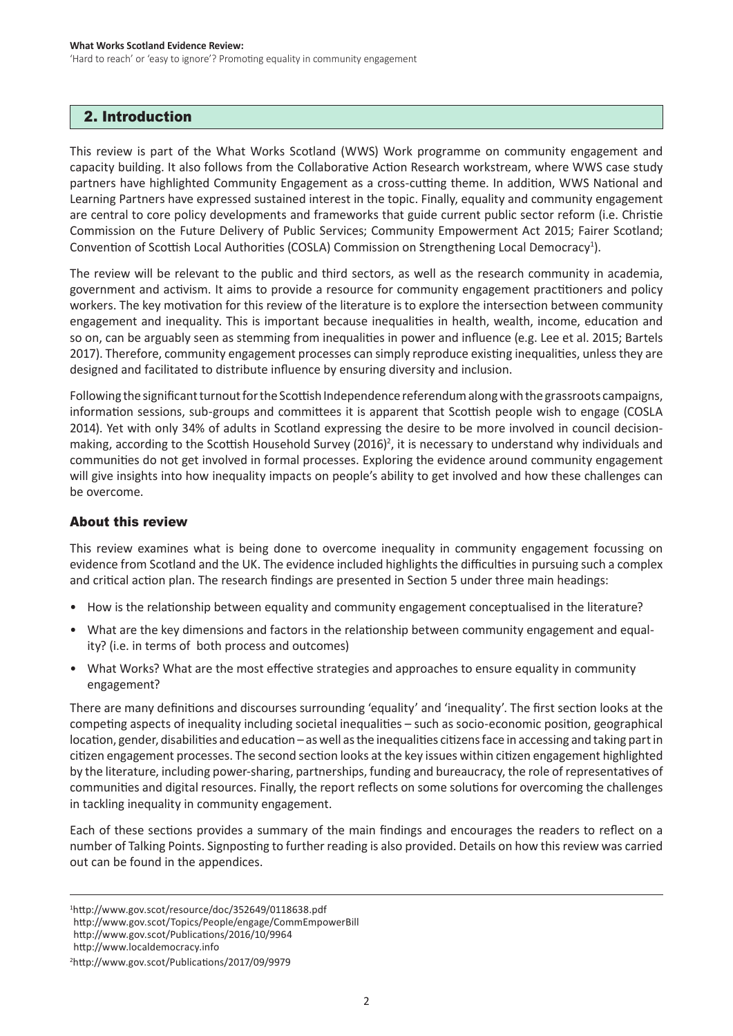## 2. Introduction

This review is part of the What Works Scotland (WWS) Work programme on community engagement and capacity building. It also follows from the Collaborative Action Research workstream, where WWS case study partners have highlighted Community Engagement as a cross-cutting theme. In addition, WWS National and Learning Partners have expressed sustained interest in the topic. Finally, equality and community engagement are central to core policy developments and frameworks that guide current public sector reform (i.e. Christie Commission on the Future Delivery of Public Services; Community Empowerment Act 2015; Fairer Scotland; Convention of Scottish Local Authorities (COSLA) Commission on Strengthening Local Democracy[1]).

The review will be relevant to the public and third sectors, as well as the research community in academia, government and activism. It aims to provide a resource for community engagement practitioners and policy workers. The key motivation for this review of the literature is to explore the intersection between community engagement and inequality. This is important because inequalities in health, wealth, income, education and so on, can be arguably seen as stemming from inequalities in power and influence (e.g. Lee et al. 2015; Bartels 2017). Therefore, community engagement processes can simply reproduce existing inequalities, unless they are designed and facilitated to distribute influence by ensuring diversity and inclusion.

Following the significant turnout for the Scottish Independence referendum along with the grassroots campaigns, information sessions, sub-groups and committees it is apparent that Scottish people wish to engage (COSLA 2014). Yet with only 34% of adults in Scotland expressing the desire to be more involved in council decision-making, according to the Scottish Household Survey (2016)[2], it is necessary to understand why individuals and communities do not get involved in formal processes. Exploring the evidence around community engagement will give insights into how inequality impacts on people's ability to get involved and how these challenges can be overcome.

### About this review

This review examines what is being done to overcome inequality in community engagement focussing on evidence from Scotland and the UK. The evidence included highlights the difficulties in pursuing such a complex and critical action plan. The research findings are presented in Section 5 under three main headings:

- How is the relationship between equality and community engagement conceptualised in the literature?
- What are the key dimensions and factors in the relationship between community engagement and equality? (i.e. in terms of both process and outcomes)
- What Works? What are the most effective strategies and approaches to ensure equality in community engagement?

There are many definitions and discourses surrounding 'equality' and 'inequality'. The first section looks at the competing aspects of inequality including societal inequalities – such as socio-economic position, geographical location, gender, disabilities and education – as well as the inequalities citizens face in accessing and taking part in citizen engagement processes. The second section looks at the key issues within citizen engagement highlighted by the literature, including power-sharing, partnerships, funding and bureaucracy, the role of representatives of communities and digital resources. Finally, the report reflects on some solutions for overcoming the challenges in tackling inequality in community engagement.

Each of these sections provides a summary of the main findings and encourages the readers to reflect on a number of Talking Points. Signposting to further reading is also provided. Details on how this review was carried out can be found in the appendices.

---

[1] http://www.gov.scot/resource/doc/352649/0118638.pdf
http://www.gov.scot/Topics/People/engage/CommEmpowerBill
http://www.gov.scot/Publications/2016/10/9964
http://www.localdemocracy.info

[2] http://www.gov.scot/Publications/2017/09/9979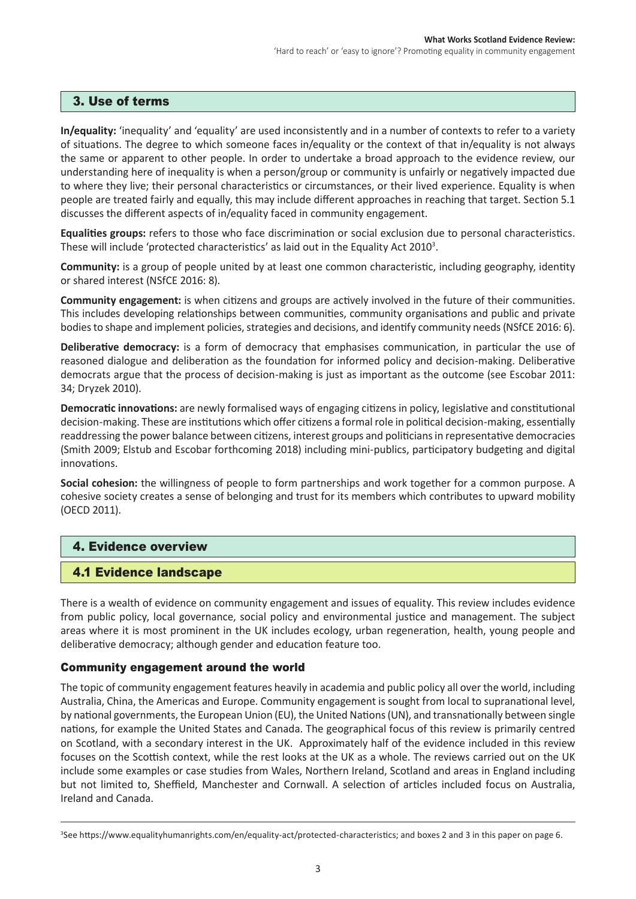## 3. Use of terms

**In/equality:** 'inequality' and 'equality' are used inconsistently and in a number of contexts to refer to a variety of situations. The degree to which someone faces in/equality or the context of that in/equality is not always the same or apparent to other people. In order to undertake a broad approach to the evidence review, our understanding here of inequality is when a person/group or community is unfairly or negatively impacted due to where they live; their personal characteristics or circumstances, or their lived experience. Equality is when people are treated fairly and equally, this may include different approaches in reaching that target. Section 5.1 discusses the different aspects of in/equality faced in community engagement.

**Equalities groups:** refers to those who face discrimination or social exclusion due to personal characteristics. These will include 'protected characteristics' as laid out in the Equality Act 2010[3].

**Community:** is a group of people united by at least one common characteristic, including geography, identity or shared interest (NSfCE 2016: 8).

**Community engagement:** is when citizens and groups are actively involved in the future of their communities. This includes developing relationships between communities, community organisations and public and private bodies to shape and implement policies, strategies and decisions, and identify community needs (NSfCE 2016: 6).

**Deliberative democracy:** is a form of democracy that emphasises communication, in particular the use of reasoned dialogue and deliberation as the foundation for informed policy and decision-making. Deliberative democrats argue that the process of decision-making is just as important as the outcome (see Escobar 2011: 34; Dryzek 2010).

**Democratic innovations:** are newly formalised ways of engaging citizens in policy, legislative and constitutional decision-making. These are institutions which offer citizens a formal role in political decision-making, essentially readdressing the power balance between citizens, interest groups and politicians in representative democracies (Smith 2009; Elstub and Escobar forthcoming 2018) including mini-publics, participatory budgeting and digital innovations.

**Social cohesion:** the willingness of people to form partnerships and work together for a common purpose. A cohesive society creates a sense of belonging and trust for its members which contributes to upward mobility (OECD 2011).

## 4. Evidence overview

### 4.1 Evidence landscape

There is a wealth of evidence on community engagement and issues of equality. This review includes evidence from public policy, local governance, social policy and environmental justice and management. The subject areas where it is most prominent in the UK includes ecology, urban regeneration, health, young people and deliberative democracy; although gender and education feature too.

#### Community engagement around the world

The topic of community engagement features heavily in academia and public policy all over the world, including Australia, China, the Americas and Europe. Community engagement is sought from local to supranational level, by national governments, the European Union (EU), the United Nations (UN), and transnationally between single nations, for example the United States and Canada. The geographical focus of this review is primarily centred on Scotland, with a secondary interest in the UK. Approximately half of the evidence included in this review focuses on the Scottish context, while the rest looks at the UK as a whole. The reviews carried out on the UK include some examples or case studies from Wales, Northern Ireland, Scotland and areas in England including but not limited to, Sheffield, Manchester and Cornwall. A selection of articles included focus on Australia, Ireland and Canada.

---

[3] See https://www.equalityhumanrights.com/en/equality-act/protected-characteristics; and boxes 2 and 3 in this paper on page 6.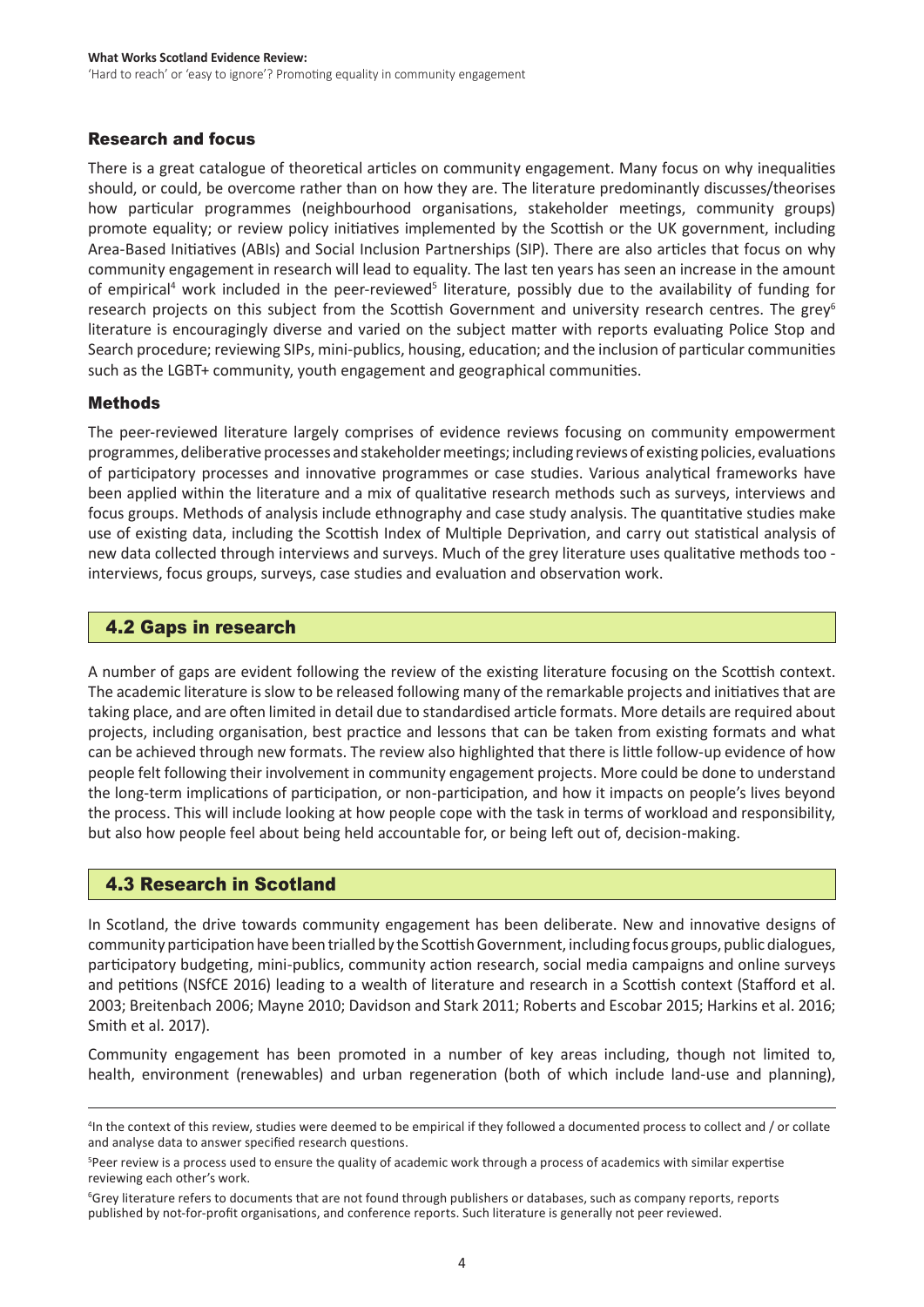### Research and focus

There is a great catalogue of theoretical articles on community engagement. Many focus on why inequalities should, or could, be overcome rather than on how they are. The literature predominantly discusses/theorises how particular programmes (neighbourhood organisations, stakeholder meetings, community groups) promote equality; or review policy initiatives implemented by the Scottish or the UK government, including Area-Based Initiatives (ABIs) and Social Inclusion Partnerships (SIP). There are also articles that focus on why community engagement in research will lead to equality. The last ten years has seen an increase in the amount of empirical[4] work included in the peer-reviewed[5] literature, possibly due to the availability of funding for research projects on this subject from the Scottish Government and university research centres. The grey[6] literature is encouragingly diverse and varied on the subject matter with reports evaluating Police Stop and Search procedure; reviewing SIPs, mini-publics, housing, education; and the inclusion of particular communities such as the LGBT+ community, youth engagement and geographical communities.

### Methods

The peer-reviewed literature largely comprises of evidence reviews focusing on community empowerment programmes, deliberative processes and stakeholder meetings; including reviews of existing policies, evaluations of participatory processes and innovative programmes or case studies. Various analytical frameworks have been applied within the literature and a mix of qualitative research methods such as surveys, interviews and focus groups. Methods of analysis include ethnography and case study analysis. The quantitative studies make use of existing data, including the Scottish Index of Multiple Deprivation, and carry out statistical analysis of new data collected through interviews and surveys. Much of the grey literature uses qualitative methods too - interviews, focus groups, surveys, case studies and evaluation and observation work.

## 4.2 Gaps in research

A number of gaps are evident following the review of the existing literature focusing on the Scottish context. The academic literature is slow to be released following many of the remarkable projects and initiatives that are taking place, and are often limited in detail due to standardised article formats. More details are required about projects, including organisation, best practice and lessons that can be taken from existing formats and what can be achieved through new formats. The review also highlighted that there is little follow-up evidence of how people felt following their involvement in community engagement projects. More could be done to understand the long-term implications of participation, or non-participation, and how it impacts on people's lives beyond the process. This will include looking at how people cope with the task in terms of workload and responsibility, but also how people feel about being held accountable for, or being left out of, decision-making.

## 4.3 Research in Scotland

In Scotland, the drive towards community engagement has been deliberate. New and innovative designs of community participation have been trialled by the Scottish Government, including focus groups, public dialogues, participatory budgeting, mini-publics, community action research, social media campaigns and online surveys and petitions (NSfCE 2016) leading to a wealth of literature and research in a Scottish context (Stafford et al. 2003; Breitenbach 2006; Mayne 2010; Davidson and Stark 2011; Roberts and Escobar 2015; Harkins et al. 2016; Smith et al. 2017).

Community engagement has been promoted in a number of key areas including, though not limited to, health, environment (renewables) and urban regeneration (both of which include land-use and planning),

---

[4] In the context of this review, studies were deemed to be empirical if they followed a documented process to collect and / or collate and analyse data to answer specified research questions.

[5] Peer review is a process used to ensure the quality of academic work through a process of academics with similar expertise reviewing each other's work.

[6] Grey literature refers to documents that are not found through publishers or databases, such as company reports, reports published by not-for-profit organisations, and conference reports. Such literature is generally not peer reviewed.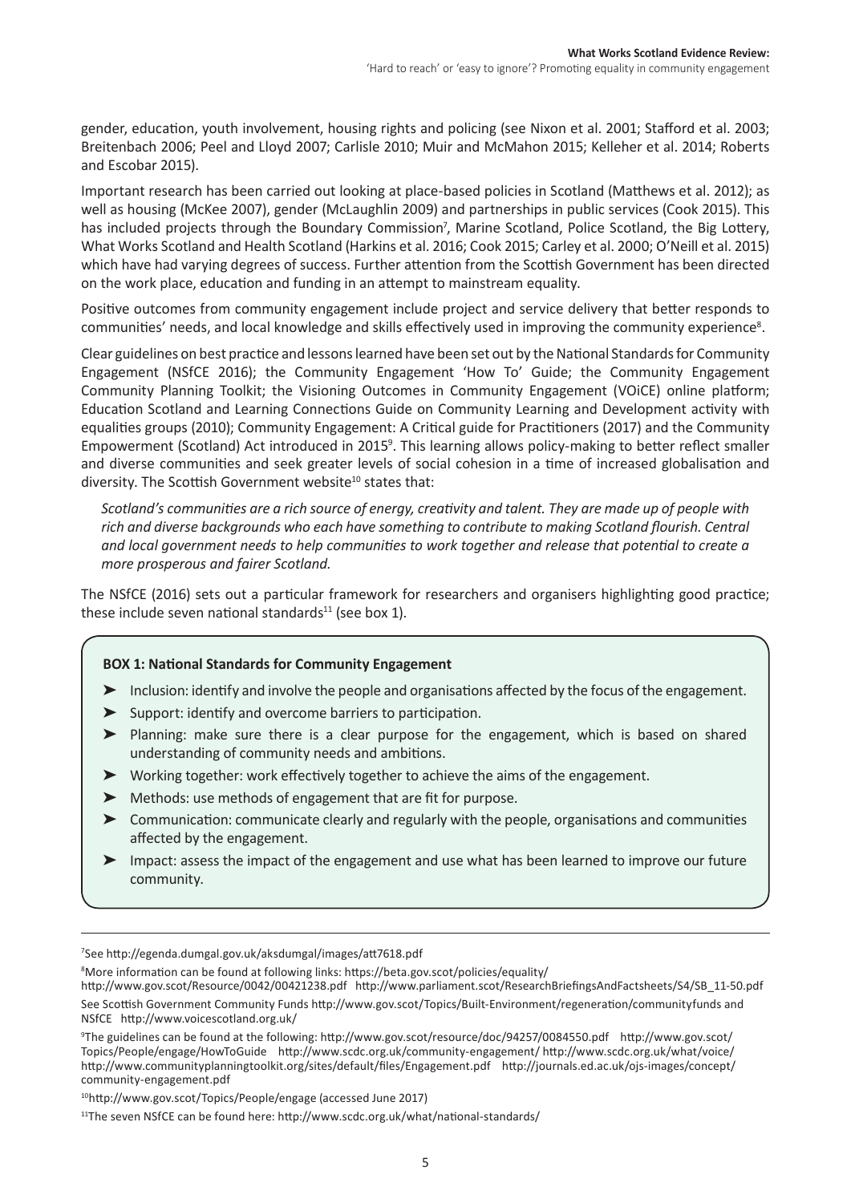gender, education, youth involvement, housing rights and policing (see Nixon et al. 2001; Stafford et al. 2003; Breitenbach 2006; Peel and Lloyd 2007; Carlisle 2010; Muir and McMahon 2015; Kelleher et al. 2014; Roberts and Escobar 2015).

Important research has been carried out looking at place-based policies in Scotland (Matthews et al. 2012); as well as housing (McKee 2007), gender (McLaughlin 2009) and partnerships in public services (Cook 2015). This has included projects through the Boundary Commission[7], Marine Scotland, Police Scotland, the Big Lottery, What Works Scotland and Health Scotland (Harkins et al. 2016; Cook 2015; Carley et al. 2000; O'Neill et al. 2015) which have had varying degrees of success. Further attention from the Scottish Government has been directed on the work place, education and funding in an attempt to mainstream equality.

Positive outcomes from community engagement include project and service delivery that better responds to communities' needs, and local knowledge and skills effectively used in improving the community experience[8].

Clear guidelines on best practice and lessons learned have been set out by the National Standards for Community Engagement (NSfCE 2016); the Community Engagement 'How To' Guide; the Community Engagement Community Planning Toolkit; the Visioning Outcomes in Community Engagement (VOiCE) online platform; Education Scotland and Learning Connections Guide on Community Learning and Development activity with equalities groups (2010); Community Engagement: A Critical guide for Practitioners (2017) and the Community Empowerment (Scotland) Act introduced in 2015[9]. This learning allows policy-making to better reflect smaller and diverse communities and seek greater levels of social cohesion in a time of increased globalisation and diversity. The Scottish Government website[10] states that:

> *Scotland's communities are a rich source of energy, creativity and talent. They are made up of people with rich and diverse backgrounds who each have something to contribute to making Scotland flourish. Central and local government needs to help communities to work together and release that potential to create a more prosperous and fairer Scotland.*

The NSfCE (2016) sets out a particular framework for researchers and organisers highlighting good practice; these include seven national standards[11] (see box 1).

**BOX 1: National Standards for Community Engagement**

- Inclusion: identify and involve the people and organisations affected by the focus of the engagement.
- Support: identify and overcome barriers to participation.
- Planning: make sure there is a clear purpose for the engagement, which is based on shared understanding of community needs and ambitions.
- Working together: work effectively together to achieve the aims of the engagement.
- Methods: use methods of engagement that are fit for purpose.
- Communication: communicate clearly and regularly with the people, organisations and communities affected by the engagement.
- Impact: assess the impact of the engagement and use what has been learned to improve our future community.

---

[7]See http://egenda.dumgal.gov.uk/aksdumgal/images/att7618.pdf

[8]More information can be found at following links: https://beta.gov.scot/policies/equality/
http://www.gov.scot/Resource/0042/00421238.pdf http://www.parliament.scot/ResearchBriefingsAndFactsheets/S4/SB_11-50.pdf
See Scottish Government Community Funds http://www.gov.scot/Topics/Built-Environment/regeneration/communityfunds and NSfCE http://www.voicescotland.org.uk/

[9]The guidelines can be found at the following: http://www.gov.scot/resource/doc/94257/0084550.pdf http://www.gov.scot/Topics/People/engage/HowToGuide http://www.scdc.org.uk/community-engagement/ http://www.scdc.org.uk/what/voice/ http://www.communityplanningtoolkit.org/sites/default/files/Engagement.pdf http://journals.ed.ac.uk/ojs-images/concept/community-engagement.pdf

[10]http://www.gov.scot/Topics/People/engage (accessed June 2017)

[11]The seven NSfCE can be found here: http://www.scdc.org.uk/what/national-standards/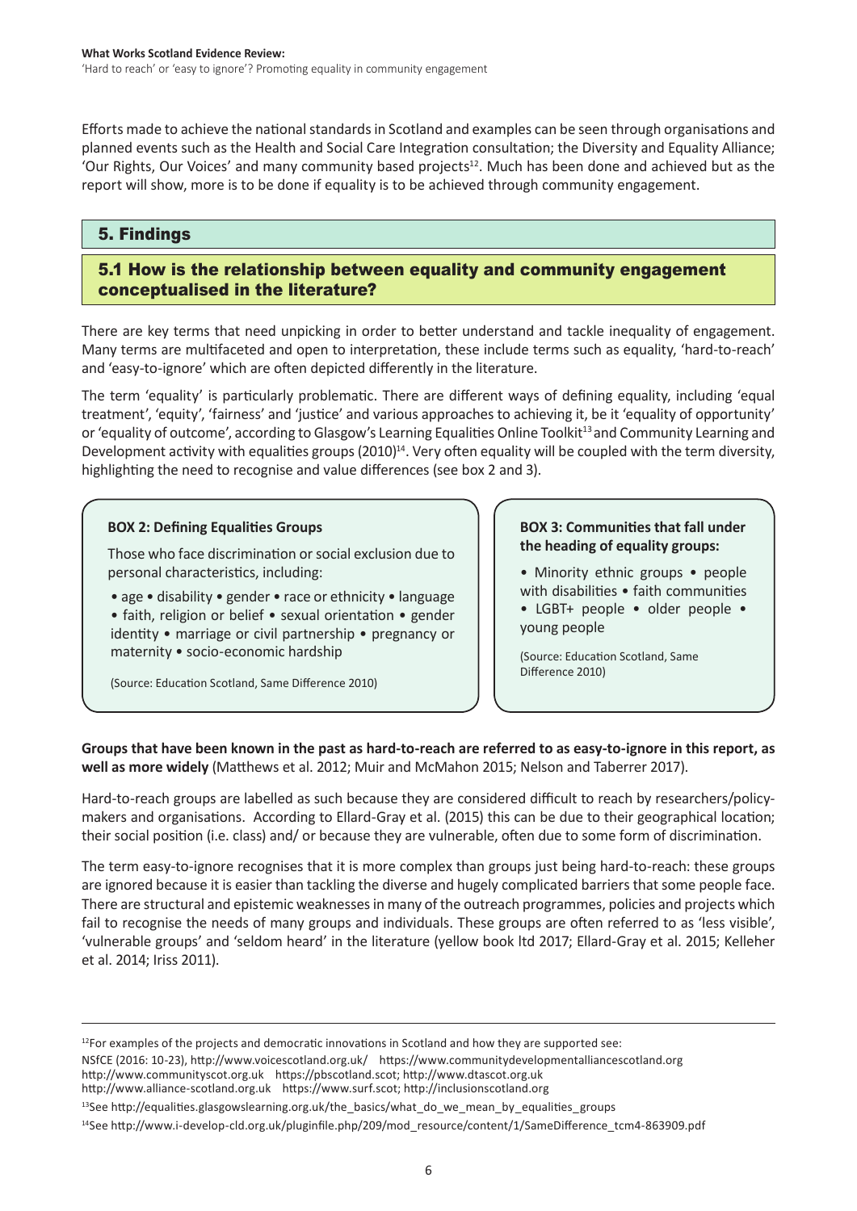Efforts made to achieve the national standards in Scotland and examples can be seen through organisations and planned events such as the Health and Social Care Integration consultation; the Diversity and Equality Alliance; 'Our Rights, Our Voices' and many community based projects[12]. Much has been done and achieved but as the report will show, more is to be done if equality is to be achieved through community engagement.

## 5. Findings

### 5.1 How is the relationship between equality and community engagement conceptualised in the literature?

There are key terms that need unpicking in order to better understand and tackle inequality of engagement. Many terms are multifaceted and open to interpretation, these include terms such as equality, 'hard-to-reach' and 'easy-to-ignore' which are often depicted differently in the literature.

The term 'equality' is particularly problematic. There are different ways of defining equality, including 'equal treatment', 'equity', 'fairness' and 'justice' and various approaches to achieving it, be it 'equality of opportunity' or 'equality of outcome', according to Glasgow's Learning Equalities Online Toolkit[13] and Community Learning and Development activity with equalities groups (2010)[14]. Very often equality will be coupled with the term diversity, highlighting the need to recognise and value differences (see box 2 and 3).

**BOX 2: Defining Equalities Groups**

Those who face discrimination or social exclusion due to personal characteristics, including:

• age • disability • gender • race or ethnicity • language • faith, religion or belief • sexual orientation • gender identity • marriage or civil partnership • pregnancy or maternity • socio-economic hardship

(Source: Education Scotland, Same Difference 2010)

**BOX 3: Communities that fall under the heading of equality groups:**

• Minority ethnic groups • people with disabilities • faith communities • LGBT+ people • older people • young people

(Source: Education Scotland, Same Difference 2010)

**Groups that have been known in the past as hard-to-reach are referred to as easy-to-ignore in this report, as well as more widely** (Matthews et al. 2012; Muir and McMahon 2015; Nelson and Taberrer 2017).

Hard-to-reach groups are labelled as such because they are considered difficult to reach by researchers/policy-makers and organisations. According to Ellard-Gray et al. (2015) this can be due to their geographical location; their social position (i.e. class) and/ or because they are vulnerable, often due to some form of discrimination.

The term easy-to-ignore recognises that it is more complex than groups just being hard-to-reach: these groups are ignored because it is easier than tackling the diverse and hugely complicated barriers that some people face. There are structural and epistemic weaknesses in many of the outreach programmes, policies and projects which fail to recognise the needs of many groups and individuals. These groups are often referred to as 'less visible', 'vulnerable groups' and 'seldom heard' in the literature (yellow book ltd 2017; Ellard-Gray et al. 2015; Kelleher et al. 2014; Iriss 2011).

---

[12]For examples of the projects and democratic innovations in Scotland and how they are supported see:
NSfCE (2016: 10-23), http://www.voicescotland.org.uk/ https://www.communitydevelopmentalliancescotland.org
http://www.communityscot.org.uk https://pbscotland.scot; http://www.dtascot.org.uk
http://www.alliance-scotland.org.uk https://www.surf.scot; http://inclusionscotland.org

[13]See http://equalities.glasgowslearning.org.uk/the_basics/what_do_we_mean_by_equalities_groups

[14]See http://www.i-develop-cld.org.uk/pluginfile.php/209/mod_resource/content/1/SameDifference_tcm4-863909.pdf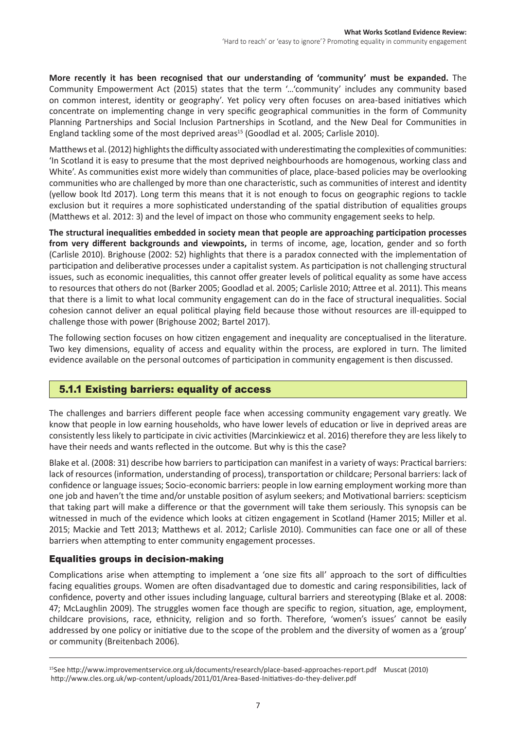**More recently it has been recognised that our understanding of 'community' must be expanded.** The Community Empowerment Act (2015) states that the term '…'community' includes any community based on common interest, identity or geography'. Yet policy very often focuses on area-based initiatives which concentrate on implementing change in very specific geographical communities in the form of Community Planning Partnerships and Social Inclusion Partnerships in Scotland, and the New Deal for Communities in England tackling some of the most deprived areas[15] (Goodlad et al. 2005; Carlisle 2010).

Matthews et al. (2012) highlights the difficulty associated with underestimating the complexities of communities: 'In Scotland it is easy to presume that the most deprived neighbourhoods are homogenous, working class and White'. As communities exist more widely than communities of place, place-based policies may be overlooking communities who are challenged by more than one characteristic, such as communities of interest and identity (yellow book ltd 2017). Long term this means that it is not enough to focus on geographic regions to tackle exclusion but it requires a more sophisticated understanding of the spatial distribution of equalities groups (Matthews et al. 2012: 3) and the level of impact on those who community engagement seeks to help.

**The structural inequalities embedded in society mean that people are approaching participation processes from very different backgrounds and viewpoints,** in terms of income, age, location, gender and so forth (Carlisle 2010). Brighouse (2002: 52) highlights that there is a paradox connected with the implementation of participation and deliberative processes under a capitalist system. As participation is not challenging structural issues, such as economic inequalities, this cannot offer greater levels of political equality as some have access to resources that others do not (Barker 2005; Goodlad et al. 2005; Carlisle 2010; Attree et al. 2011). This means that there is a limit to what local community engagement can do in the face of structural inequalities. Social cohesion cannot deliver an equal political playing field because those without resources are ill-equipped to challenge those with power (Brighouse 2002; Bartel 2017).

The following section focuses on how citizen engagement and inequality are conceptualised in the literature. Two key dimensions, equality of access and equality within the process, are explored in turn. The limited evidence available on the personal outcomes of participation in community engagement is then discussed.

### 5.1.1 Existing barriers: equality of access

The challenges and barriers different people face when accessing community engagement vary greatly. We know that people in low earning households, who have lower levels of education or live in deprived areas are consistently less likely to participate in civic activities (Marcinkiewicz et al. 2016) therefore they are less likely to have their needs and wants reflected in the outcome. But why is this the case?

Blake et al. (2008: 31) describe how barriers to participation can manifest in a variety of ways: Practical barriers: lack of resources (information, understanding of process), transportation or childcare; Personal barriers: lack of confidence or language issues; Socio-economic barriers: people in low earning employment working more than one job and haven't the time and/or unstable position of asylum seekers; and Motivational barriers: scepticism that taking part will make a difference or that the government will take them seriously. This synopsis can be witnessed in much of the evidence which looks at citizen engagement in Scotland (Hamer 2015; Miller et al. 2015; Mackie and Tett 2013; Matthews et al. 2012; Carlisle 2010). Communities can face one or all of these barriers when attempting to enter community engagement processes.

#### Equalities groups in decision-making

Complications arise when attempting to implement a 'one size fits all' approach to the sort of difficulties facing equalities groups. Women are often disadvantaged due to domestic and caring responsibilities, lack of confidence, poverty and other issues including language, cultural barriers and stereotyping (Blake et al. 2008: 47; McLaughlin 2009). The struggles women face though are specific to region, situation, age, employment, childcare provisions, race, ethnicity, religion and so forth. Therefore, 'women's issues' cannot be easily addressed by one policy or initiative due to the scope of the problem and the diversity of women as a 'group' or community (Breitenbach 2006).

---

[15]See http://www.improvementservice.org.uk/documents/research/place-based-approaches-report.pdf Muscat (2010) http://www.cles.org.uk/wp-content/uploads/2011/01/Area-Based-Initiatives-do-they-deliver.pdf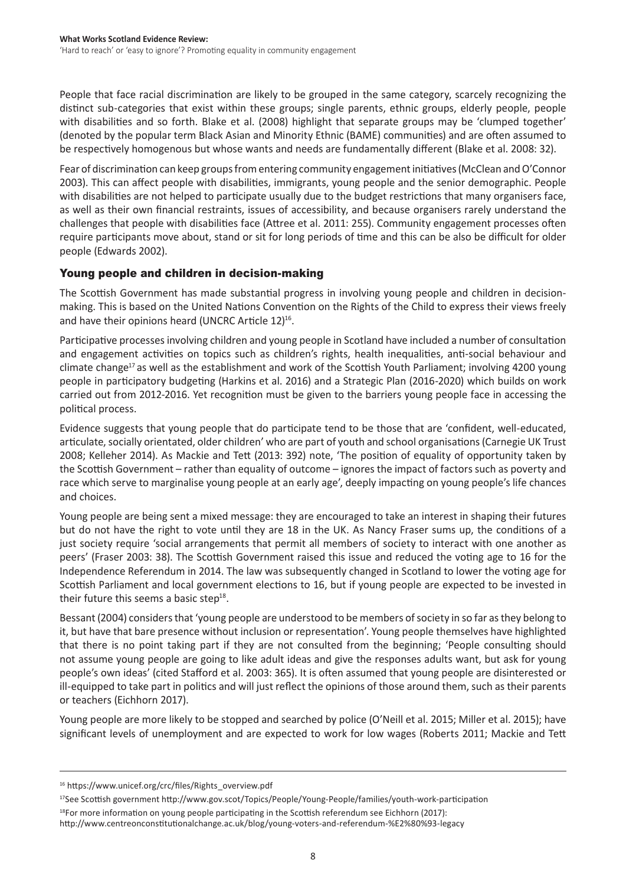People that face racial discrimination are likely to be grouped in the same category, scarcely recognizing the distinct sub-categories that exist within these groups; single parents, ethnic groups, elderly people, people with disabilities and so forth. Blake et al. (2008) highlight that separate groups may be 'clumped together' (denoted by the popular term Black Asian and Minority Ethnic (BAME) communities) and are often assumed to be respectively homogenous but whose wants and needs are fundamentally different (Blake et al. 2008: 32).

Fear of discrimination can keep groups from entering community engagement initiatives (McClean and O'Connor 2003). This can affect people with disabilities, immigrants, young people and the senior demographic. People with disabilities are not helped to participate usually due to the budget restrictions that many organisers face, as well as their own financial restraints, issues of accessibility, and because organisers rarely understand the challenges that people with disabilities face (Attree et al. 2011: 255). Community engagement processes often require participants move about, stand or sit for long periods of time and this can be also be difficult for older people (Edwards 2002).

## Young people and children in decision-making

The Scottish Government has made substantial progress in involving young people and children in decision-making. This is based on the United Nations Convention on the Rights of the Child to express their views freely and have their opinions heard (UNCRC Article 12)[16].

Participative processes involving children and young people in Scotland have included a number of consultation and engagement activities on topics such as children's rights, health inequalities, anti-social behaviour and climate change[17] as well as the establishment and work of the Scottish Youth Parliament; involving 4200 young people in participatory budgeting (Harkins et al. 2016) and a Strategic Plan (2016-2020) which builds on work carried out from 2012-2016. Yet recognition must be given to the barriers young people face in accessing the political process.

Evidence suggests that young people that do participate tend to be those that are 'confident, well-educated, articulate, socially orientated, older children' who are part of youth and school organisations (Carnegie UK Trust 2008; Kelleher 2014). As Mackie and Tett (2013: 392) note, 'The position of equality of opportunity taken by the Scottish Government – rather than equality of outcome – ignores the impact of factors such as poverty and race which serve to marginalise young people at an early age', deeply impacting on young people's life chances and choices.

Young people are being sent a mixed message: they are encouraged to take an interest in shaping their futures but do not have the right to vote until they are 18 in the UK. As Nancy Fraser sums up, the conditions of a just society require 'social arrangements that permit all members of society to interact with one another as peers' (Fraser 2003: 38). The Scottish Government raised this issue and reduced the voting age to 16 for the Independence Referendum in 2014. The law was subsequently changed in Scotland to lower the voting age for Scottish Parliament and local government elections to 16, but if young people are expected to be invested in their future this seems a basic step[18].

Bessant (2004) considers that 'young people are understood to be members of society in so far as they belong to it, but have that bare presence without inclusion or representation'. Young people themselves have highlighted that there is no point taking part if they are not consulted from the beginning; 'People consulting should not assume young people are going to like adult ideas and give the responses adults want, but ask for young people's own ideas' (cited Stafford et al. 2003: 365). It is often assumed that young people are disinterested or ill-equipped to take part in politics and will just reflect the opinions of those around them, such as their parents or teachers (Eichhorn 2017).

Young people are more likely to be stopped and searched by police (O'Neill et al. 2015; Miller et al. 2015); have significant levels of unemployment and are expected to work for low wages (Roberts 2011; Mackie and Tett

---

[16] https://www.unicef.org/crc/files/Rights_overview.pdf

[17] See Scottish government http://www.gov.scot/Topics/People/Young-People/families/youth-work-participation

[18] For more information on young people participating in the Scottish referendum see Eichhorn (2017): http://www.centreonconstitutionalchange.ac.uk/blog/young-voters-and-referendum-%E2%80%93-legacy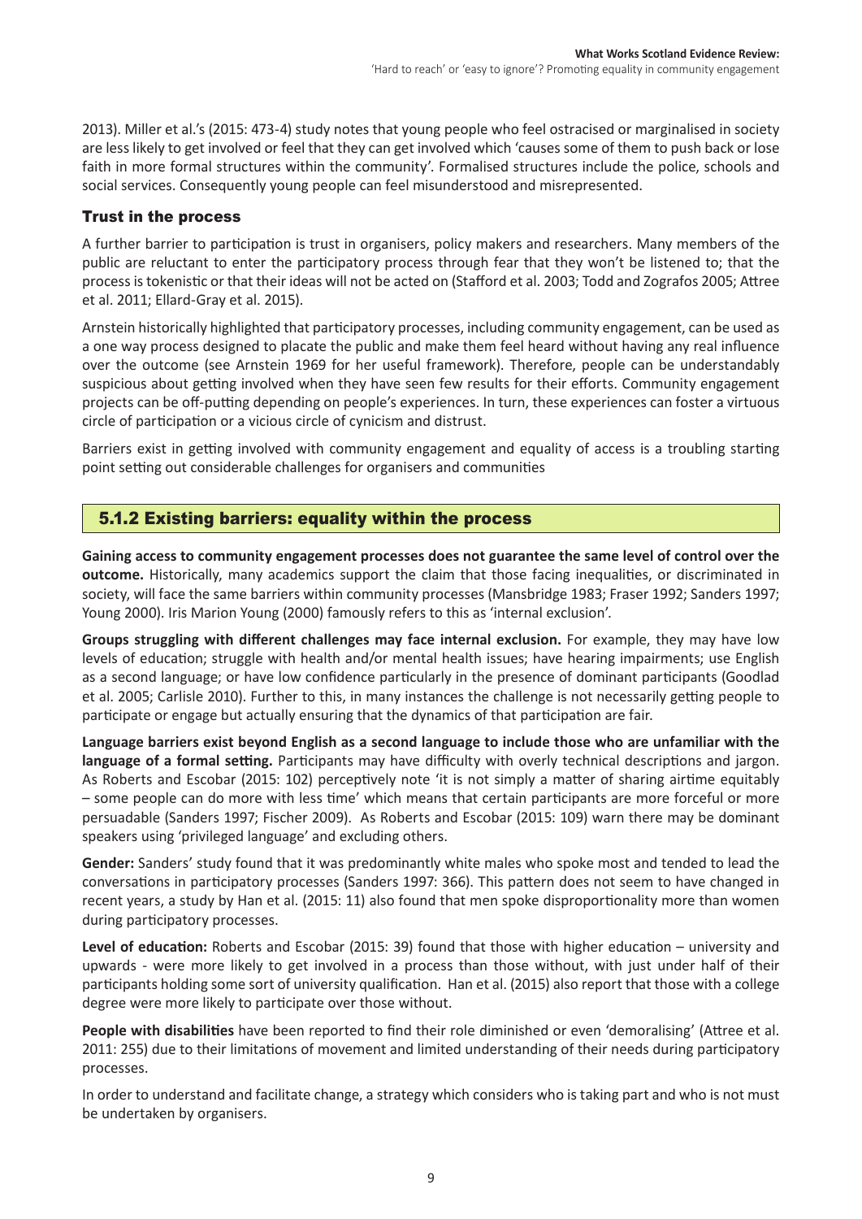2013). Miller et al.'s (2015: 473-4) study notes that young people who feel ostracised or marginalised in society are less likely to get involved or feel that they can get involved which 'causes some of them to push back or lose faith in more formal structures within the community'. Formalised structures include the police, schools and social services. Consequently young people can feel misunderstood and misrepresented.

### Trust in the process

A further barrier to participation is trust in organisers, policy makers and researchers. Many members of the public are reluctant to enter the participatory process through fear that they won't be listened to; that the process is tokenistic or that their ideas will not be acted on (Stafford et al. 2003; Todd and Zografos 2005; Attree et al. 2011; Ellard-Gray et al. 2015).

Arnstein historically highlighted that participatory processes, including community engagement, can be used as a one way process designed to placate the public and make them feel heard without having any real influence over the outcome (see Arnstein 1969 for her useful framework). Therefore, people can be understandably suspicious about getting involved when they have seen few results for their efforts. Community engagement projects can be off-putting depending on people's experiences. In turn, these experiences can foster a virtuous circle of participation or a vicious circle of cynicism and distrust.

Barriers exist in getting involved with community engagement and equality of access is a troubling starting point setting out considerable challenges for organisers and communities

## 5.1.2 Existing barriers: equality within the process

**Gaining access to community engagement processes does not guarantee the same level of control over the outcome.** Historically, many academics support the claim that those facing inequalities, or discriminated in society, will face the same barriers within community processes (Mansbridge 1983; Fraser 1992; Sanders 1997; Young 2000). Iris Marion Young (2000) famously refers to this as 'internal exclusion'.

**Groups struggling with different challenges may face internal exclusion.** For example, they may have low levels of education; struggle with health and/or mental health issues; have hearing impairments; use English as a second language; or have low confidence particularly in the presence of dominant participants (Goodlad et al. 2005; Carlisle 2010). Further to this, in many instances the challenge is not necessarily getting people to participate or engage but actually ensuring that the dynamics of that participation are fair.

**Language barriers exist beyond English as a second language to include those who are unfamiliar with the language of a formal setting.** Participants may have difficulty with overly technical descriptions and jargon. As Roberts and Escobar (2015: 102) perceptively note 'it is not simply a matter of sharing airtime equitably – some people can do more with less time' which means that certain participants are more forceful or more persuadable (Sanders 1997; Fischer 2009). As Roberts and Escobar (2015: 109) warn there may be dominant speakers using 'privileged language' and excluding others.

**Gender:** Sanders' study found that it was predominantly white males who spoke most and tended to lead the conversations in participatory processes (Sanders 1997: 366). This pattern does not seem to have changed in recent years, a study by Han et al. (2015: 11) also found that men spoke disproportionality more than women during participatory processes.

**Level of education:** Roberts and Escobar (2015: 39) found that those with higher education – university and upwards - were more likely to get involved in a process than those without, with just under half of their participants holding some sort of university qualification. Han et al. (2015) also report that those with a college degree were more likely to participate over those without.

**People with disabilities** have been reported to find their role diminished or even 'demoralising' (Attree et al. 2011: 255) due to their limitations of movement and limited understanding of their needs during participatory processes.

In order to understand and facilitate change, a strategy which considers who is taking part and who is not must be undertaken by organisers.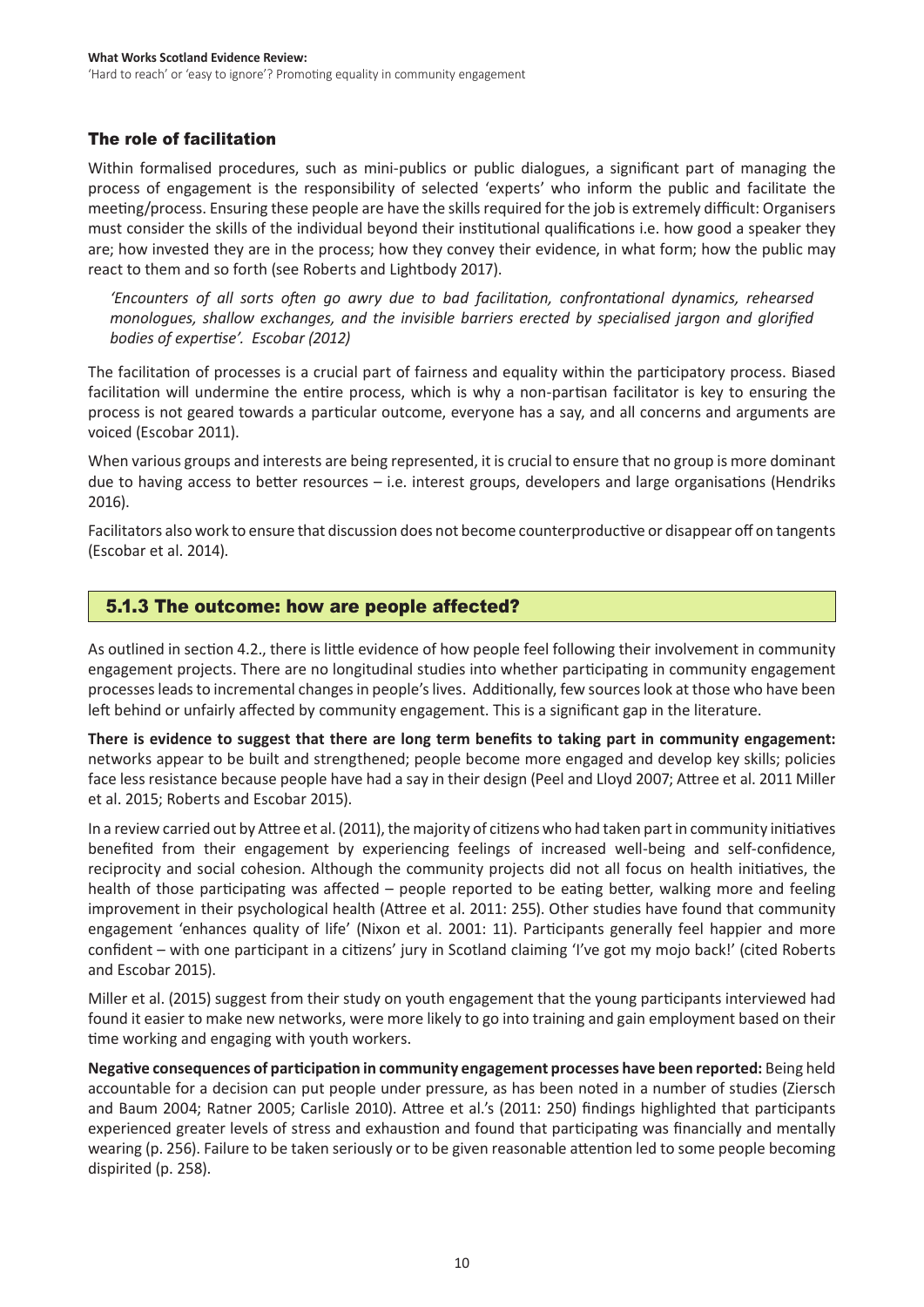### The role of facilitation

Within formalised procedures, such as mini-publics or public dialogues, a significant part of managing the process of engagement is the responsibility of selected 'experts' who inform the public and facilitate the meeting/process. Ensuring these people are have the skills required for the job is extremely difficult: Organisers must consider the skills of the individual beyond their institutional qualifications i.e. how good a speaker they are; how invested they are in the process; how they convey their evidence, in what form; how the public may react to them and so forth (see Roberts and Lightbody 2017).

> *'Encounters of all sorts often go awry due to bad facilitation, confrontational dynamics, rehearsed monologues, shallow exchanges, and the invisible barriers erected by specialised jargon and glorified bodies of expertise'. Escobar (2012)*

The facilitation of processes is a crucial part of fairness and equality within the participatory process. Biased facilitation will undermine the entire process, which is why a non-partisan facilitator is key to ensuring the process is not geared towards a particular outcome, everyone has a say, and all concerns and arguments are voiced (Escobar 2011).

When various groups and interests are being represented, it is crucial to ensure that no group is more dominant due to having access to better resources – i.e. interest groups, developers and large organisations (Hendriks 2016).

Facilitators also work to ensure that discussion does not become counterproductive or disappear off on tangents (Escobar et al. 2014).

## 5.1.3 The outcome: how are people affected?

As outlined in section 4.2., there is little evidence of how people feel following their involvement in community engagement projects. There are no longitudinal studies into whether participating in community engagement processes leads to incremental changes in people's lives. Additionally, few sources look at those who have been left behind or unfairly affected by community engagement. This is a significant gap in the literature.

**There is evidence to suggest that there are long term benefits to taking part in community engagement:** networks appear to be built and strengthened; people become more engaged and develop key skills; policies face less resistance because people have had a say in their design (Peel and Lloyd 2007; Attree et al. 2011 Miller et al. 2015; Roberts and Escobar 2015).

In a review carried out by Attree et al. (2011), the majority of citizens who had taken part in community initiatives benefited from their engagement by experiencing feelings of increased well-being and self-confidence, reciprocity and social cohesion. Although the community projects did not all focus on health initiatives, the health of those participating was affected – people reported to be eating better, walking more and feeling improvement in their psychological health (Attree et al. 2011: 255). Other studies have found that community engagement 'enhances quality of life' (Nixon et al. 2001: 11). Participants generally feel happier and more confident – with one participant in a citizens' jury in Scotland claiming 'I've got my mojo back!' (cited Roberts and Escobar 2015).

Miller et al. (2015) suggest from their study on youth engagement that the young participants interviewed had found it easier to make new networks, were more likely to go into training and gain employment based on their time working and engaging with youth workers.

**Negative consequences of participation in community engagement processes have been reported:** Being held accountable for a decision can put people under pressure, as has been noted in a number of studies (Ziersch and Baum 2004; Ratner 2005; Carlisle 2010). Attree et al.'s (2011: 250) findings highlighted that participants experienced greater levels of stress and exhaustion and found that participating was financially and mentally wearing (p. 256). Failure to be taken seriously or to be given reasonable attention led to some people becoming dispirited (p. 258).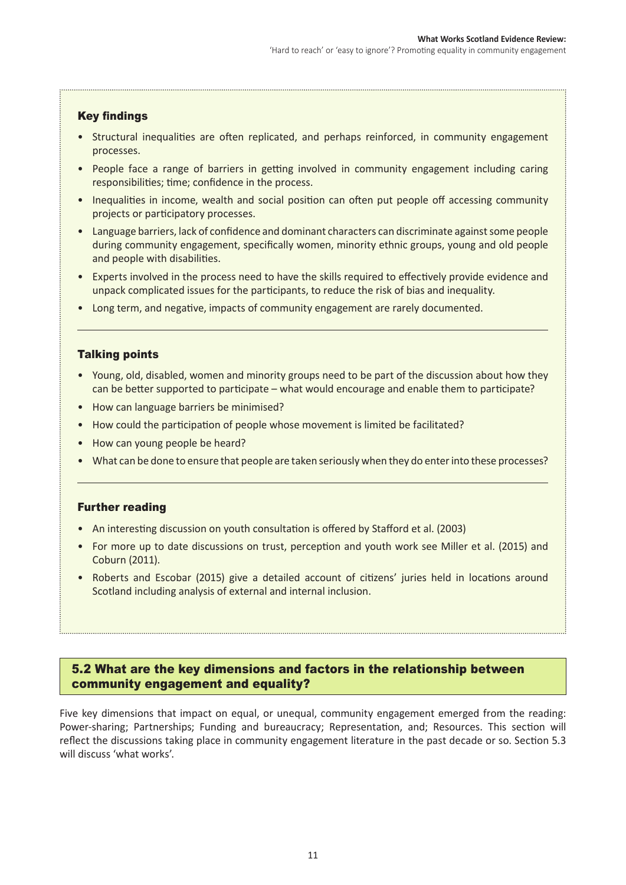### Key findings

- Structural inequalities are often replicated, and perhaps reinforced, in community engagement processes.
- People face a range of barriers in getting involved in community engagement including caring responsibilities; time; confidence in the process.
- Inequalities in income, wealth and social position can often put people off accessing community projects or participatory processes.
- Language barriers, lack of confidence and dominant characters can discriminate against some people during community engagement, specifically women, minority ethnic groups, young and old people and people with disabilities.
- Experts involved in the process need to have the skills required to effectively provide evidence and unpack complicated issues for the participants, to reduce the risk of bias and inequality.
- Long term, and negative, impacts of community engagement are rarely documented.

---

### Talking points

- Young, old, disabled, women and minority groups need to be part of the discussion about how they can be better supported to participate – what would encourage and enable them to participate?
- How can language barriers be minimised?
- How could the participation of people whose movement is limited be facilitated?
- How can young people be heard?
- What can be done to ensure that people are taken seriously when they do enter into these processes?

---

### Further reading

- An interesting discussion on youth consultation is offered by Stafford et al. (2003)
- For more up to date discussions on trust, perception and youth work see Miller et al. (2015) and Coburn (2011).
- Roberts and Escobar (2015) give a detailed account of citizens' juries held in locations around Scotland including analysis of external and internal inclusion.

## 5.2 What are the key dimensions and factors in the relationship between community engagement and equality?

Five key dimensions that impact on equal, or unequal, community engagement emerged from the reading: Power-sharing; Partnerships; Funding and bureaucracy; Representation, and; Resources. This section will reflect the discussions taking place in community engagement literature in the past decade or so. Section 5.3 will discuss 'what works'.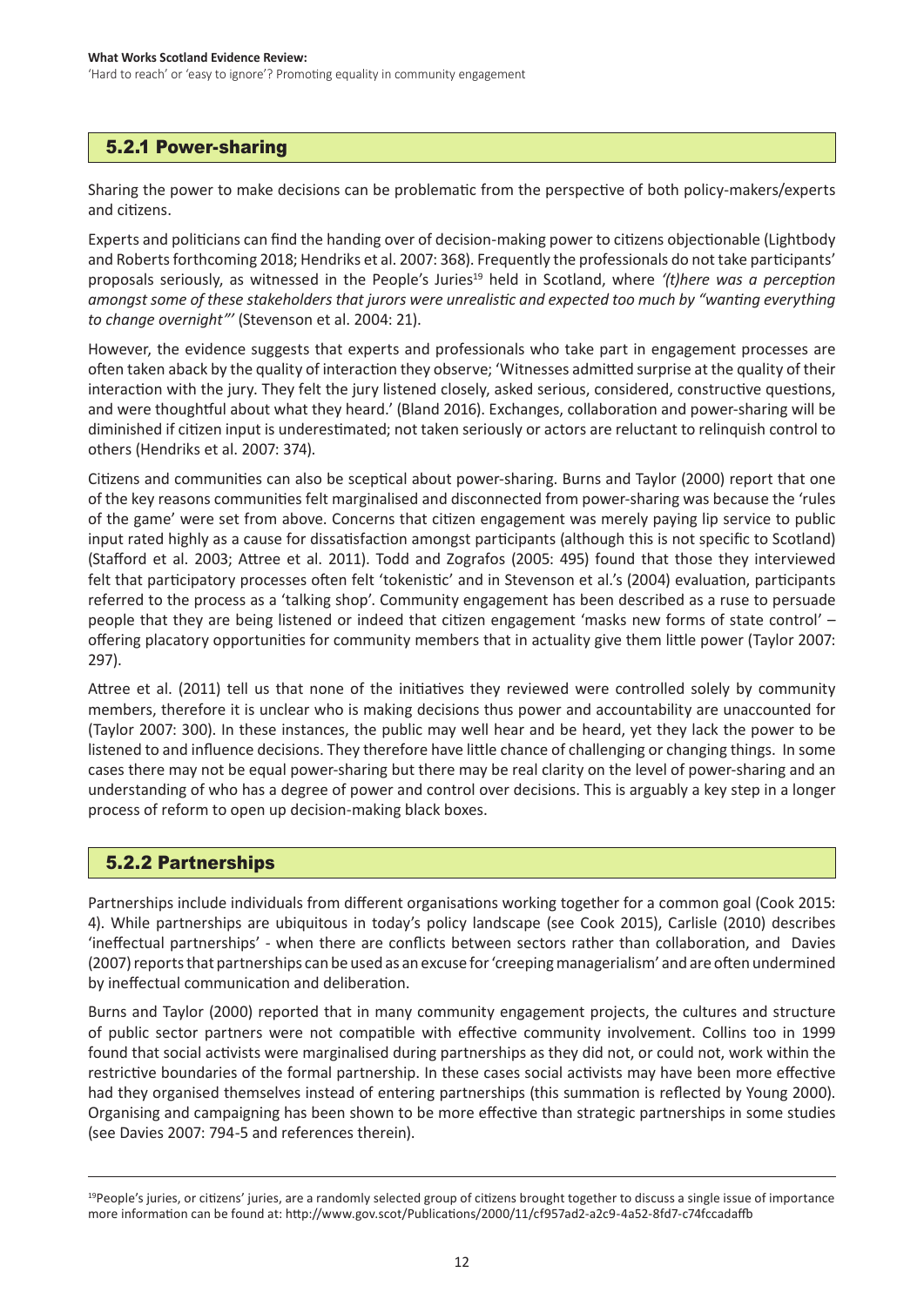### 5.2.1 Power-sharing

Sharing the power to make decisions can be problematic from the perspective of both policy-makers/experts and citizens.

Experts and politicians can find the handing over of decision-making power to citizens objectionable (Lightbody and Roberts forthcoming 2018; Hendriks et al. 2007: 368). Frequently the professionals do not take participants' proposals seriously, as witnessed in the People's Juries[19] held in Scotland, where *'(t)here was a perception amongst some of these stakeholders that jurors were unrealistic and expected too much by "wanting everything to change overnight"'* (Stevenson et al. 2004: 21).

However, the evidence suggests that experts and professionals who take part in engagement processes are often taken aback by the quality of interaction they observe; 'Witnesses admitted surprise at the quality of their interaction with the jury. They felt the jury listened closely, asked serious, considered, constructive questions, and were thoughtful about what they heard.' (Bland 2016). Exchanges, collaboration and power-sharing will be diminished if citizen input is underestimated; not taken seriously or actors are reluctant to relinquish control to others (Hendriks et al. 2007: 374).

Citizens and communities can also be sceptical about power-sharing. Burns and Taylor (2000) report that one of the key reasons communities felt marginalised and disconnected from power-sharing was because the 'rules of the game' were set from above. Concerns that citizen engagement was merely paying lip service to public input rated highly as a cause for dissatisfaction amongst participants (although this is not specific to Scotland) (Stafford et al. 2003; Attree et al. 2011). Todd and Zografos (2005: 495) found that those they interviewed felt that participatory processes often felt 'tokenistic' and in Stevenson et al.'s (2004) evaluation, participants referred to the process as a 'talking shop'. Community engagement has been described as a ruse to persuade people that they are being listened or indeed that citizen engagement 'masks new forms of state control' – offering placatory opportunities for community members that in actuality give them little power (Taylor 2007: 297).

Attree et al. (2011) tell us that none of the initiatives they reviewed were controlled solely by community members, therefore it is unclear who is making decisions thus power and accountability are unaccounted for (Taylor 2007: 300). In these instances, the public may well hear and be heard, yet they lack the power to be listened to and influence decisions. They therefore have little chance of challenging or changing things. In some cases there may not be equal power-sharing but there may be real clarity on the level of power-sharing and an understanding of who has a degree of power and control over decisions. This is arguably a key step in a longer process of reform to open up decision-making black boxes.

### 5.2.2 Partnerships

Partnerships include individuals from different organisations working together for a common goal (Cook 2015: 4). While partnerships are ubiquitous in today's policy landscape (see Cook 2015), Carlisle (2010) describes 'ineffectual partnerships' - when there are conflicts between sectors rather than collaboration, and Davies (2007) reports that partnerships can be used as an excuse for 'creeping managerialism' and are often undermined by ineffectual communication and deliberation.

Burns and Taylor (2000) reported that in many community engagement projects, the cultures and structure of public sector partners were not compatible with effective community involvement. Collins too in 1999 found that social activists were marginalised during partnerships as they did not, or could not, work within the restrictive boundaries of the formal partnership. In these cases social activists may have been more effective had they organised themselves instead of entering partnerships (this summation is reflected by Young 2000). Organising and campaigning has been shown to be more effective than strategic partnerships in some studies (see Davies 2007: 794-5 and references therein).

---

[19] People's juries, or citizens' juries, are a randomly selected group of citizens brought together to discuss a single issue of importance more information can be found at: http://www.gov.scot/Publications/2000/11/cf957ad2-a2c9-4a52-8fd7-c74fccadaffb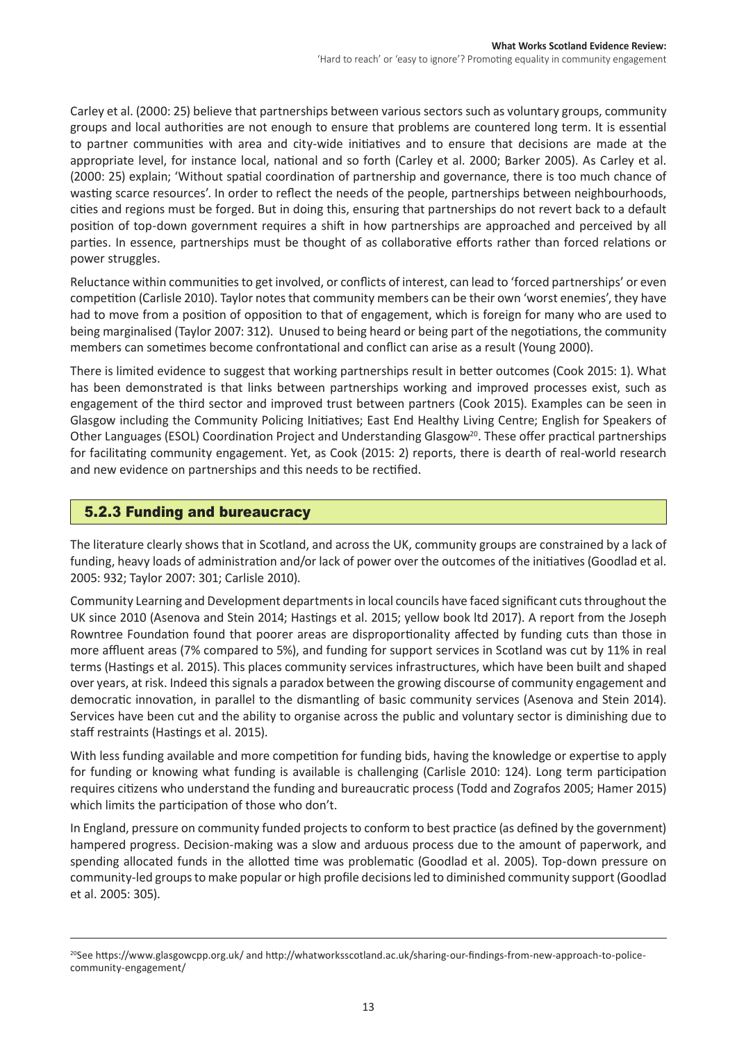Carley et al. (2000: 25) believe that partnerships between various sectors such as voluntary groups, community groups and local authorities are not enough to ensure that problems are countered long term. It is essential to partner communities with area and city-wide initiatives and to ensure that decisions are made at the appropriate level, for instance local, national and so forth (Carley et al. 2000; Barker 2005). As Carley et al. (2000: 25) explain; 'Without spatial coordination of partnership and governance, there is too much chance of wasting scarce resources'. In order to reflect the needs of the people, partnerships between neighbourhoods, cities and regions must be forged. But in doing this, ensuring that partnerships do not revert back to a default position of top-down government requires a shift in how partnerships are approached and perceived by all parties. In essence, partnerships must be thought of as collaborative efforts rather than forced relations or power struggles.

Reluctance within communities to get involved, or conflicts of interest, can lead to 'forced partnerships' or even competition (Carlisle 2010). Taylor notes that community members can be their own 'worst enemies', they have had to move from a position of opposition to that of engagement, which is foreign for many who are used to being marginalised (Taylor 2007: 312). Unused to being heard or being part of the negotiations, the community members can sometimes become confrontational and conflict can arise as a result (Young 2000).

There is limited evidence to suggest that working partnerships result in better outcomes (Cook 2015: 1). What has been demonstrated is that links between partnerships working and improved processes exist, such as engagement of the third sector and improved trust between partners (Cook 2015). Examples can be seen in Glasgow including the Community Policing Initiatives; East End Healthy Living Centre; English for Speakers of Other Languages (ESOL) Coordination Project and Understanding Glasgow[20]. These offer practical partnerships for facilitating community engagement. Yet, as Cook (2015: 2) reports, there is dearth of real-world research and new evidence on partnerships and this needs to be rectified.

### 5.2.3 Funding and bureaucracy

The literature clearly shows that in Scotland, and across the UK, community groups are constrained by a lack of funding, heavy loads of administration and/or lack of power over the outcomes of the initiatives (Goodlad et al. 2005: 932; Taylor 2007: 301; Carlisle 2010).

Community Learning and Development departments in local councils have faced significant cuts throughout the UK since 2010 (Asenova and Stein 2014; Hastings et al. 2015; yellow book ltd 2017). A report from the Joseph Rowntree Foundation found that poorer areas are disproportionality affected by funding cuts than those in more affluent areas (7% compared to 5%), and funding for support services in Scotland was cut by 11% in real terms (Hastings et al. 2015). This places community services infrastructures, which have been built and shaped over years, at risk. Indeed this signals a paradox between the growing discourse of community engagement and democratic innovation, in parallel to the dismantling of basic community services (Asenova and Stein 2014). Services have been cut and the ability to organise across the public and voluntary sector is diminishing due to staff restraints (Hastings et al. 2015).

With less funding available and more competition for funding bids, having the knowledge or expertise to apply for funding or knowing what funding is available is challenging (Carlisle 2010: 124). Long term participation requires citizens who understand the funding and bureaucratic process (Todd and Zografos 2005; Hamer 2015) which limits the participation of those who don't.

In England, pressure on community funded projects to conform to best practice (as defined by the government) hampered progress. Decision-making was a slow and arduous process due to the amount of paperwork, and spending allocated funds in the allotted time was problematic (Goodlad et al. 2005). Top-down pressure on community-led groups to make popular or high profile decisions led to diminished community support (Goodlad et al. 2005: 305).

---

[20]See https://www.glasgowcpp.org.uk/ and http://whatworksscotland.ac.uk/sharing-our-findings-from-new-approach-to-police-community-engagement/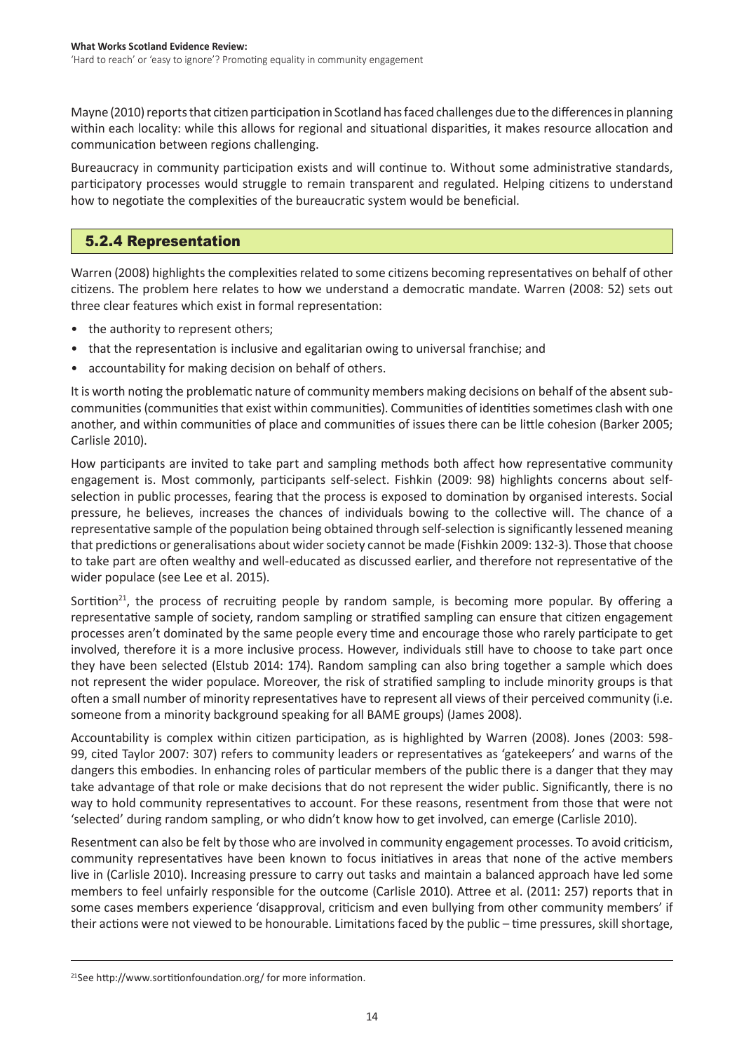Mayne (2010) reports that citizen participation in Scotland has faced challenges due to the differences in planning within each locality: while this allows for regional and situational disparities, it makes resource allocation and communication between regions challenging.

Bureaucracy in community participation exists and will continue to. Without some administrative standards, participatory processes would struggle to remain transparent and regulated. Helping citizens to understand how to negotiate the complexities of the bureaucratic system would be beneficial.

### 5.2.4 Representation

Warren (2008) highlights the complexities related to some citizens becoming representatives on behalf of other citizens. The problem here relates to how we understand a democratic mandate. Warren (2008: 52) sets out three clear features which exist in formal representation:

- the authority to represent others;
- that the representation is inclusive and egalitarian owing to universal franchise; and
- accountability for making decision on behalf of others.

It is worth noting the problematic nature of community members making decisions on behalf of the absent sub-communities (communities that exist within communities). Communities of identities sometimes clash with one another, and within communities of place and communities of issues there can be little cohesion (Barker 2005; Carlisle 2010).

How participants are invited to take part and sampling methods both affect how representative community engagement is. Most commonly, participants self-select. Fishkin (2009: 98) highlights concerns about self-selection in public processes, fearing that the process is exposed to domination by organised interests. Social pressure, he believes, increases the chances of individuals bowing to the collective will. The chance of a representative sample of the population being obtained through self-selection is significantly lessened meaning that predictions or generalisations about wider society cannot be made (Fishkin 2009: 132-3). Those that choose to take part are often wealthy and well-educated as discussed earlier, and therefore not representative of the wider populace (see Lee et al. 2015).

Sortition[21], the process of recruiting people by random sample, is becoming more popular. By offering a representative sample of society, random sampling or stratified sampling can ensure that citizen engagement processes aren't dominated by the same people every time and encourage those who rarely participate to get involved, therefore it is a more inclusive process. However, individuals still have to choose to take part once they have been selected (Elstub 2014: 174). Random sampling can also bring together a sample which does not represent the wider populace. Moreover, the risk of stratified sampling to include minority groups is that often a small number of minority representatives have to represent all views of their perceived community (i.e. someone from a minority background speaking for all BAME groups) (James 2008).

Accountability is complex within citizen participation, as is highlighted by Warren (2008). Jones (2003: 598-99, cited Taylor 2007: 307) refers to community leaders or representatives as 'gatekeepers' and warns of the dangers this embodies. In enhancing roles of particular members of the public there is a danger that they may take advantage of that role or make decisions that do not represent the wider public. Significantly, there is no way to hold community representatives to account. For these reasons, resentment from those that were not 'selected' during random sampling, or who didn't know how to get involved, can emerge (Carlisle 2010).

Resentment can also be felt by those who are involved in community engagement processes. To avoid criticism, community representatives have been known to focus initiatives in areas that none of the active members live in (Carlisle 2010). Increasing pressure to carry out tasks and maintain a balanced approach have led some members to feel unfairly responsible for the outcome (Carlisle 2010). Attree et al. (2011: 257) reports that in some cases members experience 'disapproval, criticism and even bullying from other community members' if their actions were not viewed to be honourable. Limitations faced by the public – time pressures, skill shortage,

[21] See http://www.sortitionfoundation.org/ for more information.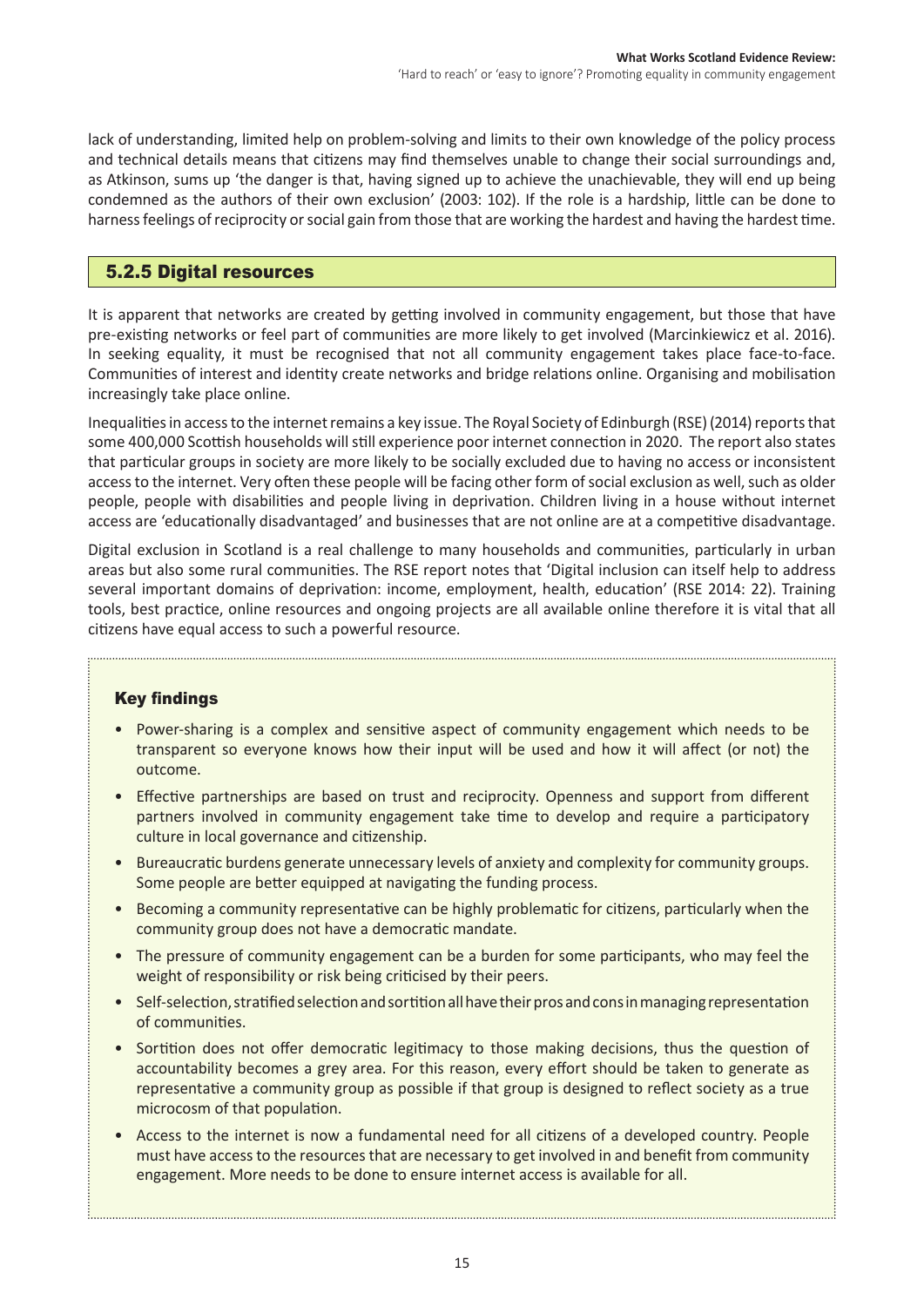lack of understanding, limited help on problem-solving and limits to their own knowledge of the policy process and technical details means that citizens may find themselves unable to change their social surroundings and, as Atkinson, sums up 'the danger is that, having signed up to achieve the unachievable, they will end up being condemned as the authors of their own exclusion' (2003: 102). If the role is a hardship, little can be done to harness feelings of reciprocity or social gain from those that are working the hardest and having the hardest time.

### 5.2.5 Digital resources

It is apparent that networks are created by getting involved in community engagement, but those that have pre-existing networks or feel part of communities are more likely to get involved (Marcinkiewicz et al. 2016). In seeking equality, it must be recognised that not all community engagement takes place face-to-face. Communities of interest and identity create networks and bridge relations online. Organising and mobilisation increasingly take place online.

Inequalities in access to the internet remains a key issue. The Royal Society of Edinburgh (RSE) (2014) reports that some 400,000 Scottish households will still experience poor internet connection in 2020. The report also states that particular groups in society are more likely to be socially excluded due to having no access or inconsistent access to the internet. Very often these people will be facing other form of social exclusion as well, such as older people, people with disabilities and people living in deprivation. Children living in a house without internet access are 'educationally disadvantaged' and businesses that are not online are at a competitive disadvantage.

Digital exclusion in Scotland is a real challenge to many households and communities, particularly in urban areas but also some rural communities. The RSE report notes that 'Digital inclusion can itself help to address several important domains of deprivation: income, employment, health, education' (RSE 2014: 22). Training tools, best practice, online resources and ongoing projects are all available online therefore it is vital that all citizens have equal access to such a powerful resource.

#### Key findings

- Power-sharing is a complex and sensitive aspect of community engagement which needs to be transparent so everyone knows how their input will be used and how it will affect (or not) the outcome.
- Effective partnerships are based on trust and reciprocity. Openness and support from different partners involved in community engagement take time to develop and require a participatory culture in local governance and citizenship.
- Bureaucratic burdens generate unnecessary levels of anxiety and complexity for community groups. Some people are better equipped at navigating the funding process.
- Becoming a community representative can be highly problematic for citizens, particularly when the community group does not have a democratic mandate.
- The pressure of community engagement can be a burden for some participants, who may feel the weight of responsibility or risk being criticised by their peers.
- Self-selection, stratified selection and sortition all have their pros and cons in managing representation of communities.
- Sortition does not offer democratic legitimacy to those making decisions, thus the question of accountability becomes a grey area. For this reason, every effort should be taken to generate as representative a community group as possible if that group is designed to reflect society as a true microcosm of that population.
- Access to the internet is now a fundamental need for all citizens of a developed country. People must have access to the resources that are necessary to get involved in and benefit from community engagement. More needs to be done to ensure internet access is available for all.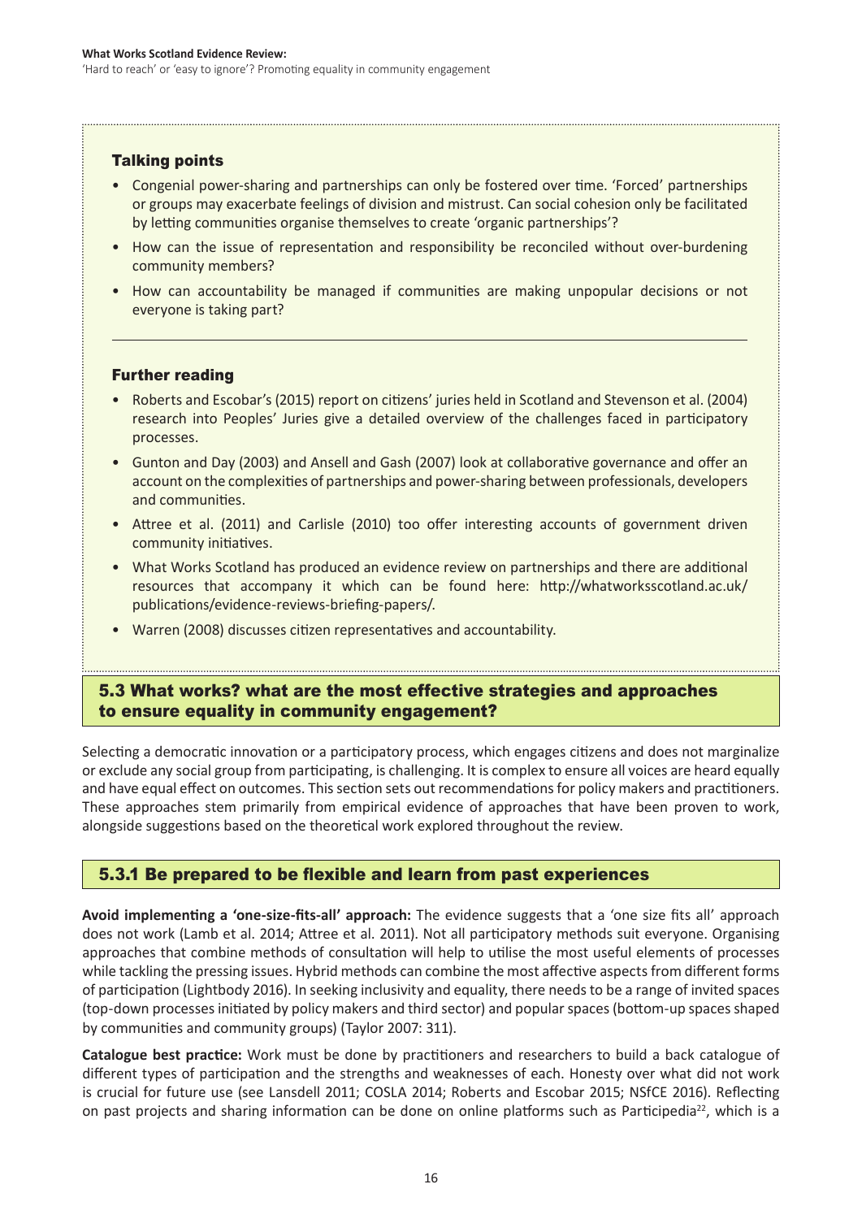#### Talking points

- Congenial power-sharing and partnerships can only be fostered over time. 'Forced' partnerships or groups may exacerbate feelings of division and mistrust. Can social cohesion only be facilitated by letting communities organise themselves to create 'organic partnerships'?
- How can the issue of representation and responsibility be reconciled without over-burdening community members?
- How can accountability be managed if communities are making unpopular decisions or not everyone is taking part?

---

#### Further reading

- Roberts and Escobar's (2015) report on citizens' juries held in Scotland and Stevenson et al. (2004) research into Peoples' Juries give a detailed overview of the challenges faced in participatory processes.
- Gunton and Day (2003) and Ansell and Gash (2007) look at collaborative governance and offer an account on the complexities of partnerships and power-sharing between professionals, developers and communities.
- Attree et al. (2011) and Carlisle (2010) too offer interesting accounts of government driven community initiatives.
- What Works Scotland has produced an evidence review on partnerships and there are additional resources that accompany it which can be found here: http://whatworksscotland.ac.uk/publications/evidence-reviews-briefing-papers/.
- Warren (2008) discusses citizen representatives and accountability.

## 5.3 What works? what are the most effective strategies and approaches to ensure equality in community engagement?

Selecting a democratic innovation or a participatory process, which engages citizens and does not marginalize or exclude any social group from participating, is challenging. It is complex to ensure all voices are heard equally and have equal effect on outcomes. This section sets out recommendations for policy makers and practitioners. These approaches stem primarily from empirical evidence of approaches that have been proven to work, alongside suggestions based on the theoretical work explored throughout the review.

### 5.3.1 Be prepared to be flexible and learn from past experiences

**Avoid implementing a 'one-size-fits-all' approach:** The evidence suggests that a 'one size fits all' approach does not work (Lamb et al. 2014; Attree et al. 2011). Not all participatory methods suit everyone. Organising approaches that combine methods of consultation will help to utilise the most useful elements of processes while tackling the pressing issues. Hybrid methods can combine the most affective aspects from different forms of participation (Lightbody 2016). In seeking inclusivity and equality, there needs to be a range of invited spaces (top-down processes initiated by policy makers and third sector) and popular spaces (bottom-up spaces shaped by communities and community groups) (Taylor 2007: 311).

**Catalogue best practice:** Work must be done by practitioners and researchers to build a back catalogue of different types of participation and the strengths and weaknesses of each. Honesty over what did not work is crucial for future use (see Lansdell 2011; COSLA 2014; Roberts and Escobar 2015; NSfCE 2016). Reflecting on past projects and sharing information can be done on online platforms such as Participedia[22], which is a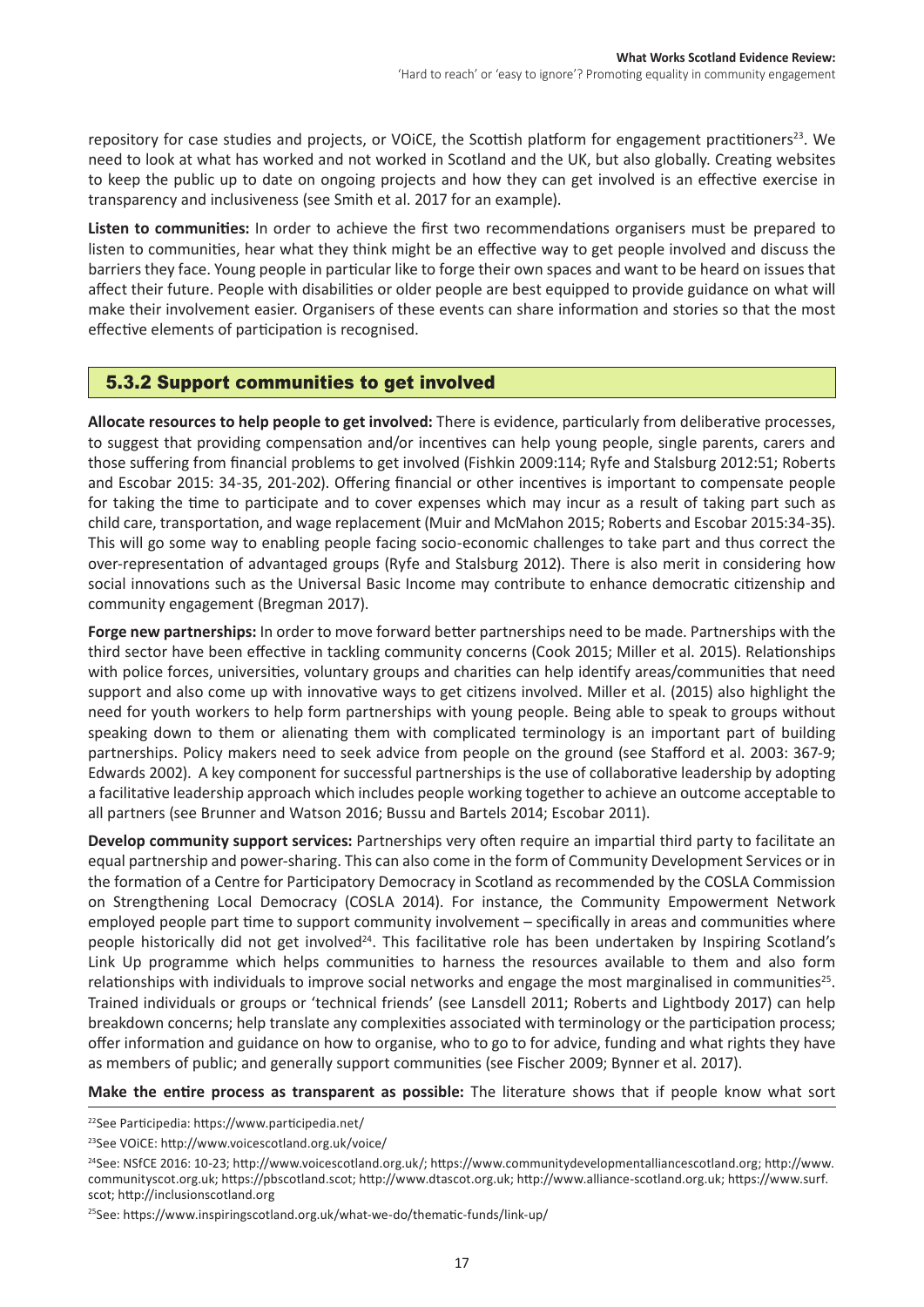repository for case studies and projects, or VOiCE, the Scottish platform for engagement practitioners[23]. We need to look at what has worked and not worked in Scotland and the UK, but also globally. Creating websites to keep the public up to date on ongoing projects and how they can get involved is an effective exercise in transparency and inclusiveness (see Smith et al. 2017 for an example).

**Listen to communities:** In order to achieve the first two recommendations organisers must be prepared to listen to communities, hear what they think might be an effective way to get people involved and discuss the barriers they face. Young people in particular like to forge their own spaces and want to be heard on issues that affect their future. People with disabilities or older people are best equipped to provide guidance on what will make their involvement easier. Organisers of these events can share information and stories so that the most effective elements of participation is recognised.

### 5.3.2 Support communities to get involved

**Allocate resources to help people to get involved:** There is evidence, particularly from deliberative processes, to suggest that providing compensation and/or incentives can help young people, single parents, carers and those suffering from financial problems to get involved (Fishkin 2009:114; Ryfe and Stalsburg 2012:51; Roberts and Escobar 2015: 34-35, 201-202). Offering financial or other incentives is important to compensate people for taking the time to participate and to cover expenses which may incur as a result of taking part such as child care, transportation, and wage replacement (Muir and McMahon 2015; Roberts and Escobar 2015:34-35). This will go some way to enabling people facing socio-economic challenges to take part and thus correct the over-representation of advantaged groups (Ryfe and Stalsburg 2012). There is also merit in considering how social innovations such as the Universal Basic Income may contribute to enhance democratic citizenship and community engagement (Bregman 2017).

**Forge new partnerships:** In order to move forward better partnerships need to be made. Partnerships with the third sector have been effective in tackling community concerns (Cook 2015; Miller et al. 2015). Relationships with police forces, universities, voluntary groups and charities can help identify areas/communities that need support and also come up with innovative ways to get citizens involved. Miller et al. (2015) also highlight the need for youth workers to help form partnerships with young people. Being able to speak to groups without speaking down to them or alienating them with complicated terminology is an important part of building partnerships. Policy makers need to seek advice from people on the ground (see Stafford et al. 2003: 367-9; Edwards 2002). A key component for successful partnerships is the use of collaborative leadership by adopting a facilitative leadership approach which includes people working together to achieve an outcome acceptable to all partners (see Brunner and Watson 2016; Bussu and Bartels 2014; Escobar 2011).

**Develop community support services:** Partnerships very often require an impartial third party to facilitate an equal partnership and power-sharing. This can also come in the form of Community Development Services or in the formation of a Centre for Participatory Democracy in Scotland as recommended by the COSLA Commission on Strengthening Local Democracy (COSLA 2014). For instance, the Community Empowerment Network employed people part time to support community involvement – specifically in areas and communities where people historically did not get involved[24]. This facilitative role has been undertaken by Inspiring Scotland's Link Up programme which helps communities to harness the resources available to them and also form relationships with individuals to improve social networks and engage the most marginalised in communities[25]. Trained individuals or groups or 'technical friends' (see Lansdell 2011; Roberts and Lightbody 2017) can help breakdown concerns; help translate any complexities associated with terminology or the participation process; offer information and guidance on how to organise, who to go to for advice, funding and what rights they have as members of public; and generally support communities (see Fischer 2009; Bynner et al. 2017).

**Make the entire process as transparent as possible:** The literature shows that if people know what sort

---

[22] See Participedia: https://www.participedia.net/

[23] See VOiCE: http://www.voicescotland.org.uk/voice/

[24] See: NSfCE 2016: 10-23; http://www.voicescotland.org.uk/; https://www.communitydevelopmentalliancescotland.org; http://www.communityscot.org.uk; https://pbscotland.scot; http://www.dtascot.org.uk; http://www.alliance-scotland.org.uk; https://www.surf.scot; http://inclusionscotland.org

[25] See: https://www.inspiringscotland.org.uk/what-we-do/thematic-funds/link-up/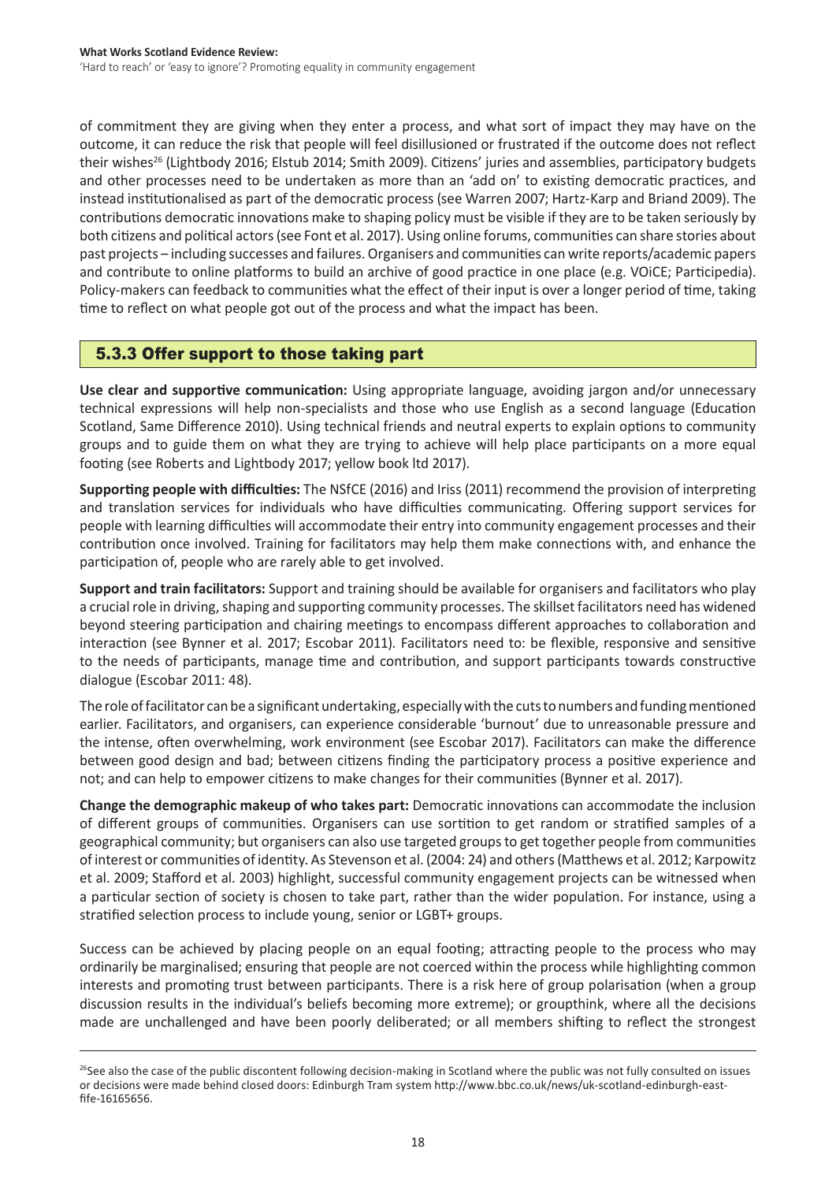of commitment they are giving when they enter a process, and what sort of impact they may have on the outcome, it can reduce the risk that people will feel disillusioned or frustrated if the outcome does not reflect their wishes[26] (Lightbody 2016; Elstub 2014; Smith 2009). Citizens' juries and assemblies, participatory budgets and other processes need to be undertaken as more than an 'add on' to existing democratic practices, and instead institutionalised as part of the democratic process (see Warren 2007; Hartz-Karp and Briand 2009). The contributions democratic innovations make to shaping policy must be visible if they are to be taken seriously by both citizens and political actors (see Font et al. 2017). Using online forums, communities can share stories about past projects – including successes and failures. Organisers and communities can write reports/academic papers and contribute to online platforms to build an archive of good practice in one place (e.g. VOiCE; Participedia). Policy-makers can feedback to communities what the effect of their input is over a longer period of time, taking time to reflect on what people got out of the process and what the impact has been.

### 5.3.3 Offer support to those taking part

**Use clear and supportive communication:** Using appropriate language, avoiding jargon and/or unnecessary technical expressions will help non-specialists and those who use English as a second language (Education Scotland, Same Difference 2010). Using technical friends and neutral experts to explain options to community groups and to guide them on what they are trying to achieve will help place participants on a more equal footing (see Roberts and Lightbody 2017; yellow book ltd 2017).

**Supporting people with difficulties:** The NSfCE (2016) and Iriss (2011) recommend the provision of interpreting and translation services for individuals who have difficulties communicating. Offering support services for people with learning difficulties will accommodate their entry into community engagement processes and their contribution once involved. Training for facilitators may help them make connections with, and enhance the participation of, people who are rarely able to get involved.

**Support and train facilitators:** Support and training should be available for organisers and facilitators who play a crucial role in driving, shaping and supporting community processes. The skillset facilitators need has widened beyond steering participation and chairing meetings to encompass different approaches to collaboration and interaction (see Bynner et al. 2017; Escobar 2011). Facilitators need to: be flexible, responsive and sensitive to the needs of participants, manage time and contribution, and support participants towards constructive dialogue (Escobar 2011: 48).

The role of facilitator can be a significant undertaking, especially with the cuts to numbers and funding mentioned earlier. Facilitators, and organisers, can experience considerable 'burnout' due to unreasonable pressure and the intense, often overwhelming, work environment (see Escobar 2017). Facilitators can make the difference between good design and bad; between citizens finding the participatory process a positive experience and not; and can help to empower citizens to make changes for their communities (Bynner et al. 2017).

**Change the demographic makeup of who takes part:** Democratic innovations can accommodate the inclusion of different groups of communities. Organisers can use sortition to get random or stratified samples of a geographical community; but organisers can also use targeted groups to get together people from communities of interest or communities of identity. As Stevenson et al. (2004: 24) and others (Matthews et al. 2012; Karpowitz et al. 2009; Stafford et al. 2003) highlight, successful community engagement projects can be witnessed when a particular section of society is chosen to take part, rather than the wider population. For instance, using a stratified selection process to include young, senior or LGBT+ groups.

Success can be achieved by placing people on an equal footing; attracting people to the process who may ordinarily be marginalised; ensuring that people are not coerced within the process while highlighting common interests and promoting trust between participants. There is a risk here of group polarisation (when a group discussion results in the individual's beliefs becoming more extreme); or groupthink, where all the decisions made are unchallenged and have been poorly deliberated; or all members shifting to reflect the strongest

---

[26] See also the case of the public discontent following decision-making in Scotland where the public was not fully consulted on issues or decisions were made behind closed doors: Edinburgh Tram system http://www.bbc.co.uk/news/uk-scotland-edinburgh-east-fife-16165656.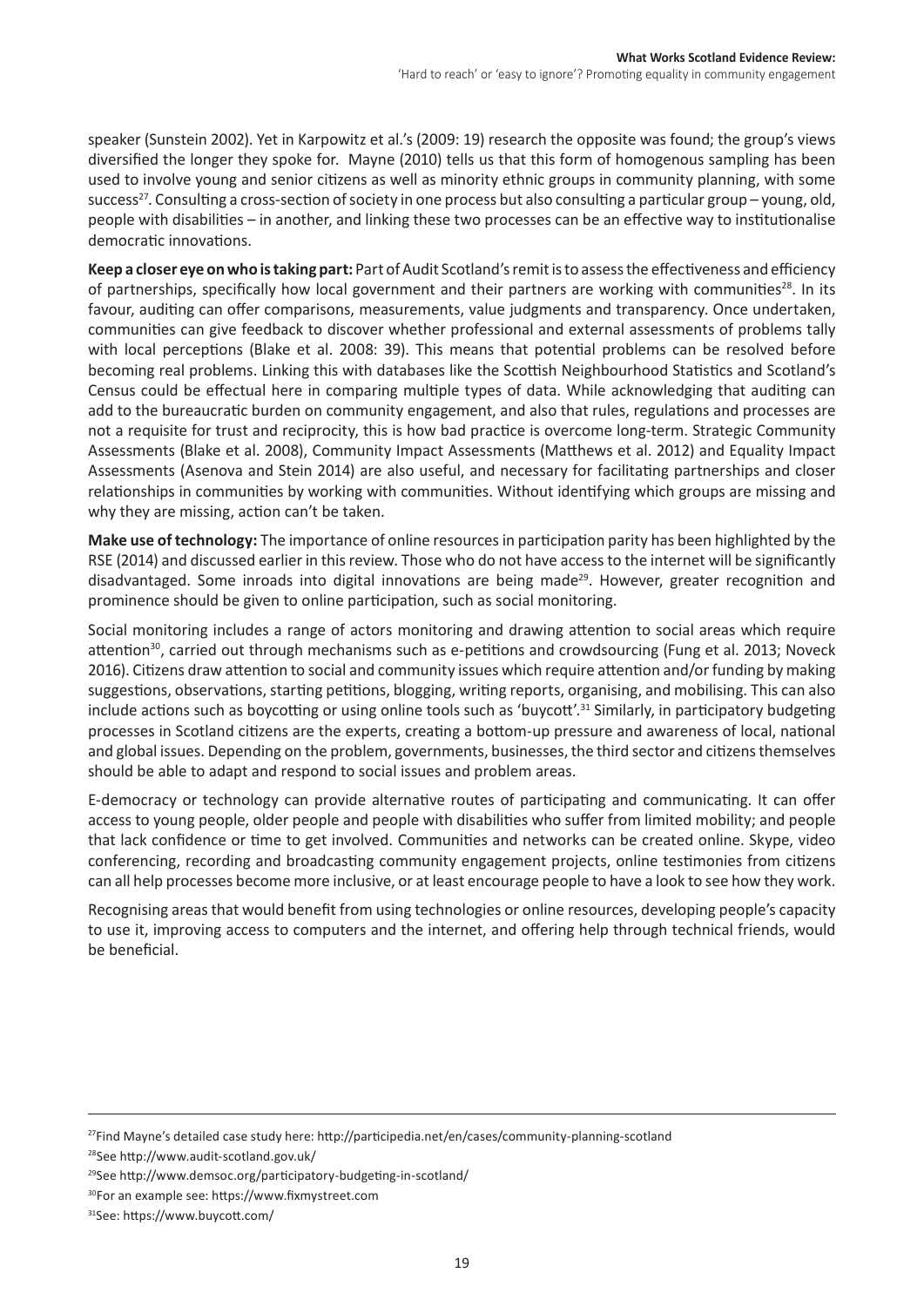speaker (Sunstein 2002). Yet in Karpowitz et al.'s (2009: 19) research the opposite was found; the group's views diversified the longer they spoke for. Mayne (2010) tells us that this form of homogenous sampling has been used to involve young and senior citizens as well as minority ethnic groups in community planning, with some success[27]. Consulting a cross-section of society in one process but also consulting a particular group – young, old, people with disabilities – in another, and linking these two processes can be an effective way to institutionalise democratic innovations.

**Keep a closer eye on who is taking part:** Part of Audit Scotland's remit is to assess the effectiveness and efficiency of partnerships, specifically how local government and their partners are working with communities[28]. In its favour, auditing can offer comparisons, measurements, value judgments and transparency. Once undertaken, communities can give feedback to discover whether professional and external assessments of problems tally with local perceptions (Blake et al. 2008: 39). This means that potential problems can be resolved before becoming real problems. Linking this with databases like the Scottish Neighbourhood Statistics and Scotland's Census could be effectual here in comparing multiple types of data. While acknowledging that auditing can add to the bureaucratic burden on community engagement, and also that rules, regulations and processes are not a requisite for trust and reciprocity, this is how bad practice is overcome long-term. Strategic Community Assessments (Blake et al. 2008), Community Impact Assessments (Matthews et al. 2012) and Equality Impact Assessments (Asenova and Stein 2014) are also useful, and necessary for facilitating partnerships and closer relationships in communities by working with communities. Without identifying which groups are missing and why they are missing, action can't be taken.

**Make use of technology:** The importance of online resources in participation parity has been highlighted by the RSE (2014) and discussed earlier in this review. Those who do not have access to the internet will be significantly disadvantaged. Some inroads into digital innovations are being made[29]. However, greater recognition and prominence should be given to online participation, such as social monitoring.

Social monitoring includes a range of actors monitoring and drawing attention to social areas which require attention[30], carried out through mechanisms such as e-petitions and crowdsourcing (Fung et al. 2013; Noveck 2016). Citizens draw attention to social and community issues which require attention and/or funding by making suggestions, observations, starting petitions, blogging, writing reports, organising, and mobilising. This can also include actions such as boycotting or using online tools such as 'buycott'.[31] Similarly, in participatory budgeting processes in Scotland citizens are the experts, creating a bottom-up pressure and awareness of local, national and global issues. Depending on the problem, governments, businesses, the third sector and citizens themselves should be able to adapt and respond to social issues and problem areas.

E-democracy or technology can provide alternative routes of participating and communicating. It can offer access to young people, older people and people with disabilities who suffer from limited mobility; and people that lack confidence or time to get involved. Communities and networks can be created online. Skype, video conferencing, recording and broadcasting community engagement projects, online testimonies from citizens can all help processes become more inclusive, or at least encourage people to have a look to see how they work.

Recognising areas that would benefit from using technologies or online resources, developing people's capacity to use it, improving access to computers and the internet, and offering help through technical friends, would be beneficial.

---

[27] Find Mayne's detailed case study here: http://participedia.net/en/cases/community-planning-scotland

[28] See http://www.audit-scotland.gov.uk/

[29] See http://www.demsoc.org/participatory-budgeting-in-scotland/

[30] For an example see: https://www.fixmystreet.com

[31] See: https://www.buycott.com/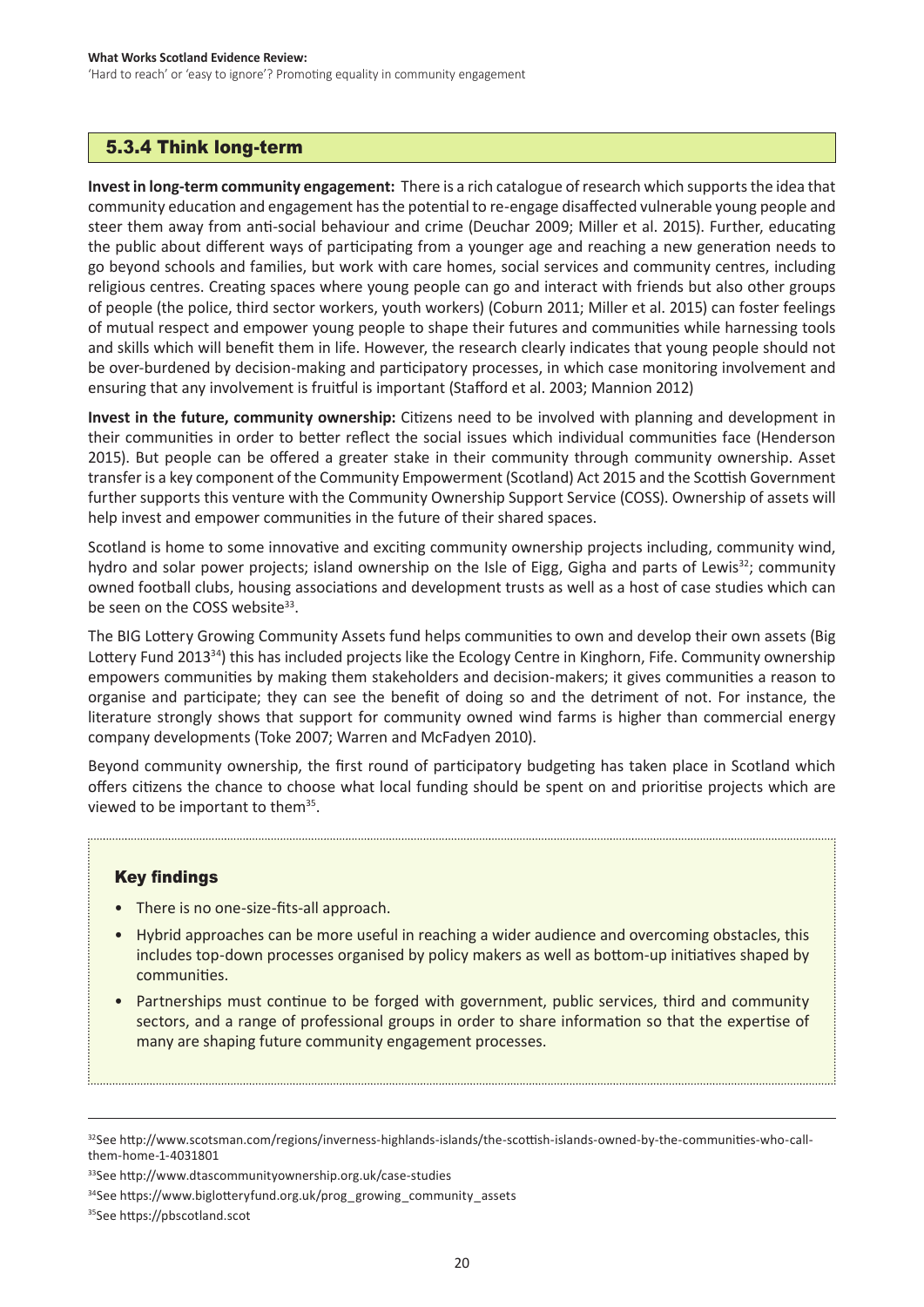### 5.3.4 Think long-term

**Invest in long-term community engagement:** There is a rich catalogue of research which supports the idea that community education and engagement has the potential to re-engage disaffected vulnerable young people and steer them away from anti-social behaviour and crime (Deuchar 2009; Miller et al. 2015). Further, educating the public about different ways of participating from a younger age and reaching a new generation needs to go beyond schools and families, but work with care homes, social services and community centres, including religious centres. Creating spaces where young people can go and interact with friends but also other groups of people (the police, third sector workers, youth workers) (Coburn 2011; Miller et al. 2015) can foster feelings of mutual respect and empower young people to shape their futures and communities while harnessing tools and skills which will benefit them in life. However, the research clearly indicates that young people should not be over-burdened by decision-making and participatory processes, in which case monitoring involvement and ensuring that any involvement is fruitful is important (Stafford et al. 2003; Mannion 2012)

**Invest in the future, community ownership:** Citizens need to be involved with planning and development in their communities in order to better reflect the social issues which individual communities face (Henderson 2015). But people can be offered a greater stake in their community through community ownership. Asset transfer is a key component of the Community Empowerment (Scotland) Act 2015 and the Scottish Government further supports this venture with the Community Ownership Support Service (COSS). Ownership of assets will help invest and empower communities in the future of their shared spaces.

Scotland is home to some innovative and exciting community ownership projects including, community wind, hydro and solar power projects; island ownership on the Isle of Eigg, Gigha and parts of Lewis[32]; community owned football clubs, housing associations and development trusts as well as a host of case studies which can be seen on the COSS website[33].

The BIG Lottery Growing Community Assets fund helps communities to own and develop their own assets (Big Lottery Fund 2013[34]) this has included projects like the Ecology Centre in Kinghorn, Fife. Community ownership empowers communities by making them stakeholders and decision-makers; it gives communities a reason to organise and participate; they can see the benefit of doing so and the detriment of not. For instance, the literature strongly shows that support for community owned wind farms is higher than commercial energy company developments (Toke 2007; Warren and McFadyen 2010).

Beyond community ownership, the first round of participatory budgeting has taken place in Scotland which offers citizens the chance to choose what local funding should be spent on and prioritise projects which are viewed to be important to them[35].

#### Key findings

- There is no one-size-fits-all approach.
- Hybrid approaches can be more useful in reaching a wider audience and overcoming obstacles, this includes top-down processes organised by policy makers as well as bottom-up initiatives shaped by communities.
- Partnerships must continue to be forged with government, public services, third and community sectors, and a range of professional groups in order to share information so that the expertise of many are shaping future community engagement processes.

---

[32]See http://www.scotsman.com/regions/inverness-highlands-islands/the-scottish-islands-owned-by-the-communities-who-call-them-home-1-4031801

[33]See http://www.dtascommunityownership.org.uk/case-studies

[34]See https://www.biglotteryfund.org.uk/prog_growing_community_assets

[35]See https://pbscotland.scot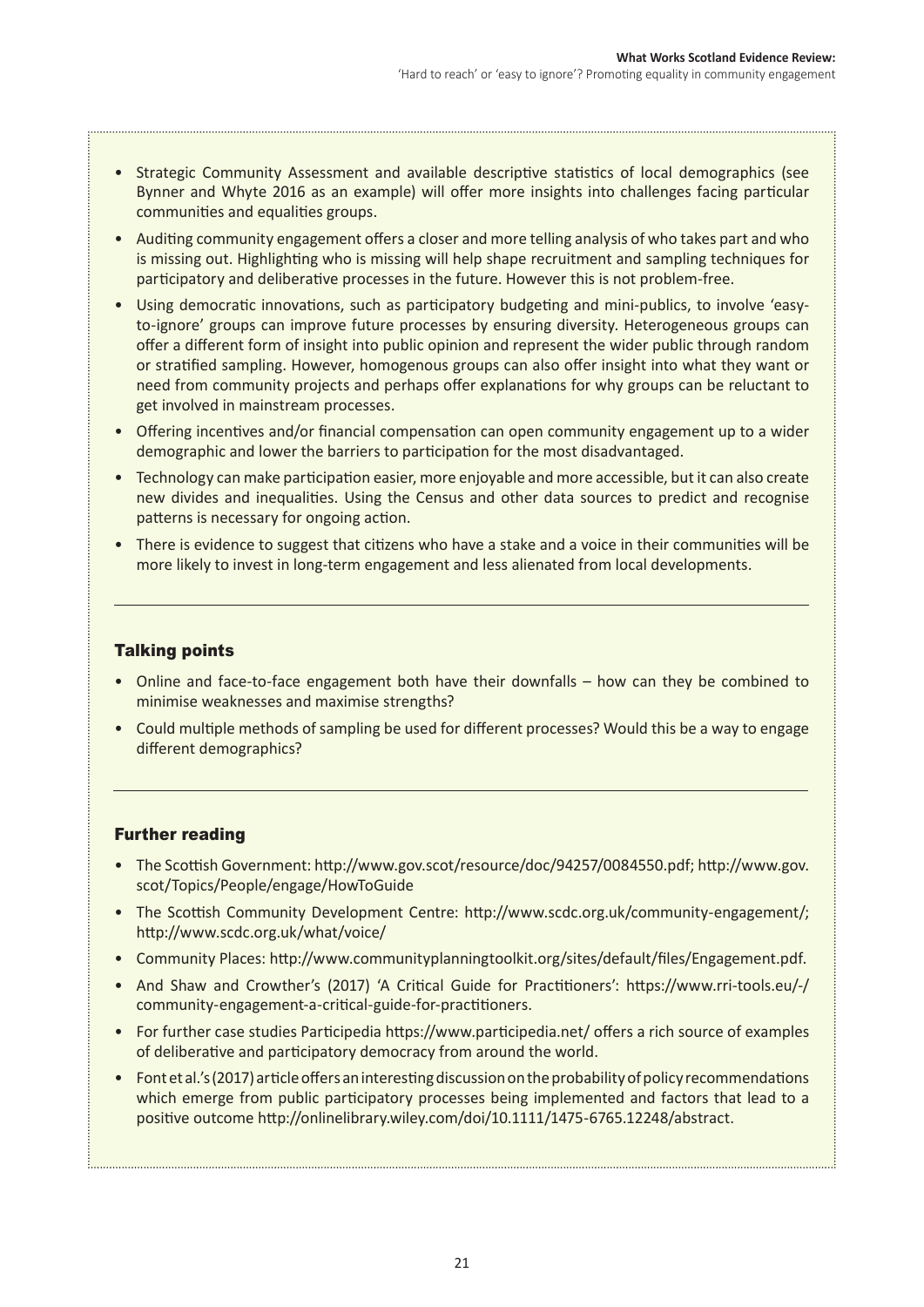- Strategic Community Assessment and available descriptive statistics of local demographics (see Bynner and Whyte 2016 as an example) will offer more insights into challenges facing particular communities and equalities groups.
- Auditing community engagement offers a closer and more telling analysis of who takes part and who is missing out. Highlighting who is missing will help shape recruitment and sampling techniques for participatory and deliberative processes in the future. However this is not problem-free.
- Using democratic innovations, such as participatory budgeting and mini-publics, to involve 'easy-to-ignore' groups can improve future processes by ensuring diversity. Heterogeneous groups can offer a different form of insight into public opinion and represent the wider public through random or stratified sampling. However, homogenous groups can also offer insight into what they want or need from community projects and perhaps offer explanations for why groups can be reluctant to get involved in mainstream processes.
- Offering incentives and/or financial compensation can open community engagement up to a wider demographic and lower the barriers to participation for the most disadvantaged.
- Technology can make participation easier, more enjoyable and more accessible, but it can also create new divides and inequalities. Using the Census and other data sources to predict and recognise patterns is necessary for ongoing action.
- There is evidence to suggest that citizens who have a stake and a voice in their communities will be more likely to invest in long-term engagement and less alienated from local developments.

## Talking points

- Online and face-to-face engagement both have their downfalls – how can they be combined to minimise weaknesses and maximise strengths?
- Could multiple methods of sampling be used for different processes? Would this be a way to engage different demographics?

## Further reading

- The Scottish Government: http://www.gov.scot/resource/doc/94257/0084550.pdf; http://www.gov.scot/Topics/People/engage/HowToGuide
- The Scottish Community Development Centre: http://www.scdc.org.uk/community-engagement/; http://www.scdc.org.uk/what/voice/
- Community Places: http://www.communityplanningtoolkit.org/sites/default/files/Engagement.pdf.
- And Shaw and Crowther's (2017) 'A Critical Guide for Practitioners': https://www.rri-tools.eu/-/community-engagement-a-critical-guide-for-practitioners.
- For further case studies Participedia https://www.participedia.net/ offers a rich source of examples of deliberative and participatory democracy from around the world.
- Font et al.'s (2017) article offers an interesting discussion on the probability of policy recommendations which emerge from public participatory processes being implemented and factors that lead to a positive outcome http://onlinelibrary.wiley.com/doi/10.1111/1475-6765.12248/abstract.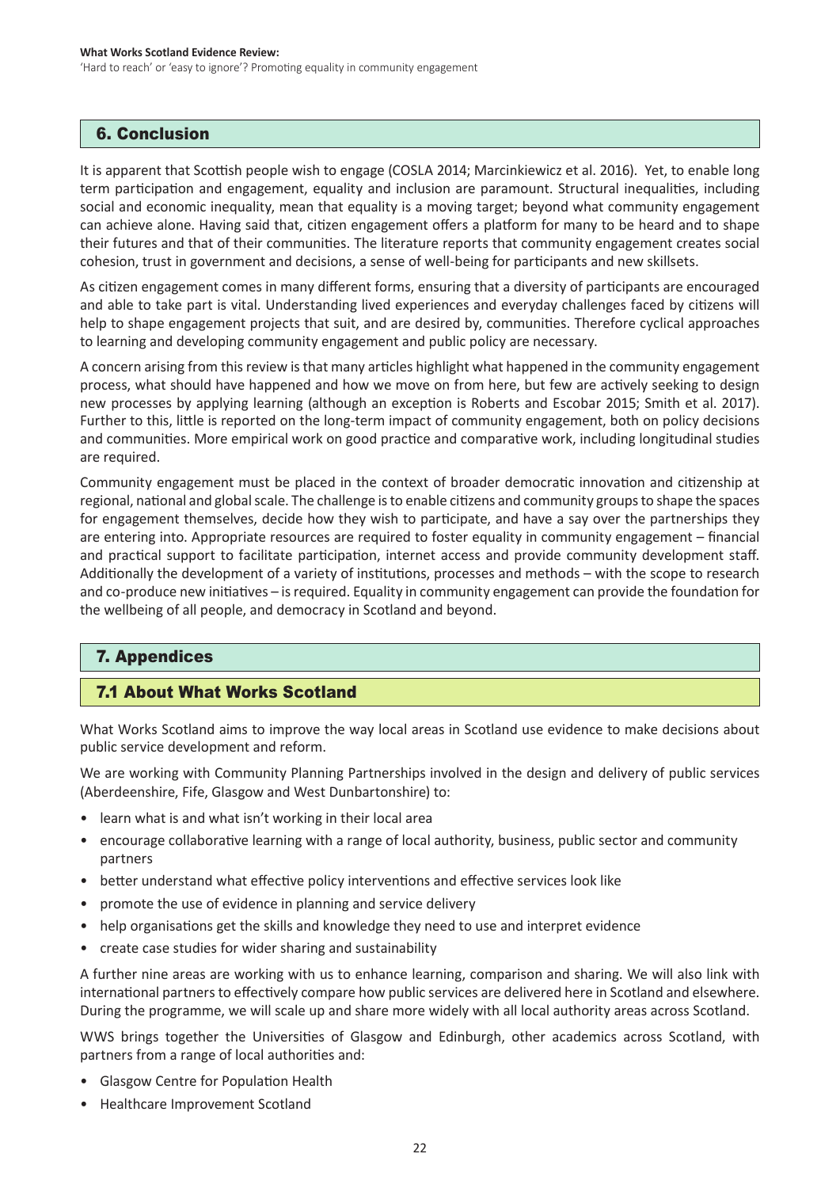## 6. Conclusion

It is apparent that Scottish people wish to engage (COSLA 2014; Marcinkiewicz et al. 2016). Yet, to enable long term participation and engagement, equality and inclusion are paramount. Structural inequalities, including social and economic inequality, mean that equality is a moving target; beyond what community engagement can achieve alone. Having said that, citizen engagement offers a platform for many to be heard and to shape their futures and that of their communities. The literature reports that community engagement creates social cohesion, trust in government and decisions, a sense of well-being for participants and new skillsets.

As citizen engagement comes in many different forms, ensuring that a diversity of participants are encouraged and able to take part is vital. Understanding lived experiences and everyday challenges faced by citizens will help to shape engagement projects that suit, and are desired by, communities. Therefore cyclical approaches to learning and developing community engagement and public policy are necessary.

A concern arising from this review is that many articles highlight what happened in the community engagement process, what should have happened and how we move on from here, but few are actively seeking to design new processes by applying learning (although an exception is Roberts and Escobar 2015; Smith et al. 2017). Further to this, little is reported on the long-term impact of community engagement, both on policy decisions and communities. More empirical work on good practice and comparative work, including longitudinal studies are required.

Community engagement must be placed in the context of broader democratic innovation and citizenship at regional, national and global scale. The challenge is to enable citizens and community groups to shape the spaces for engagement themselves, decide how they wish to participate, and have a say over the partnerships they are entering into. Appropriate resources are required to foster equality in community engagement – financial and practical support to facilitate participation, internet access and provide community development staff. Additionally the development of a variety of institutions, processes and methods – with the scope to research and co-produce new initiatives – is required. Equality in community engagement can provide the foundation for the wellbeing of all people, and democracy in Scotland and beyond.

## 7. Appendices

### 7.1 About What Works Scotland

What Works Scotland aims to improve the way local areas in Scotland use evidence to make decisions about public service development and reform.

We are working with Community Planning Partnerships involved in the design and delivery of public services (Aberdeenshire, Fife, Glasgow and West Dunbartonshire) to:

- learn what is and what isn't working in their local area
- encourage collaborative learning with a range of local authority, business, public sector and community partners
- better understand what effective policy interventions and effective services look like
- promote the use of evidence in planning and service delivery
- help organisations get the skills and knowledge they need to use and interpret evidence
- create case studies for wider sharing and sustainability

A further nine areas are working with us to enhance learning, comparison and sharing. We will also link with international partners to effectively compare how public services are delivered here in Scotland and elsewhere. During the programme, we will scale up and share more widely with all local authority areas across Scotland.

WWS brings together the Universities of Glasgow and Edinburgh, other academics across Scotland, with partners from a range of local authorities and:

- Glasgow Centre for Population Health
- Healthcare Improvement Scotland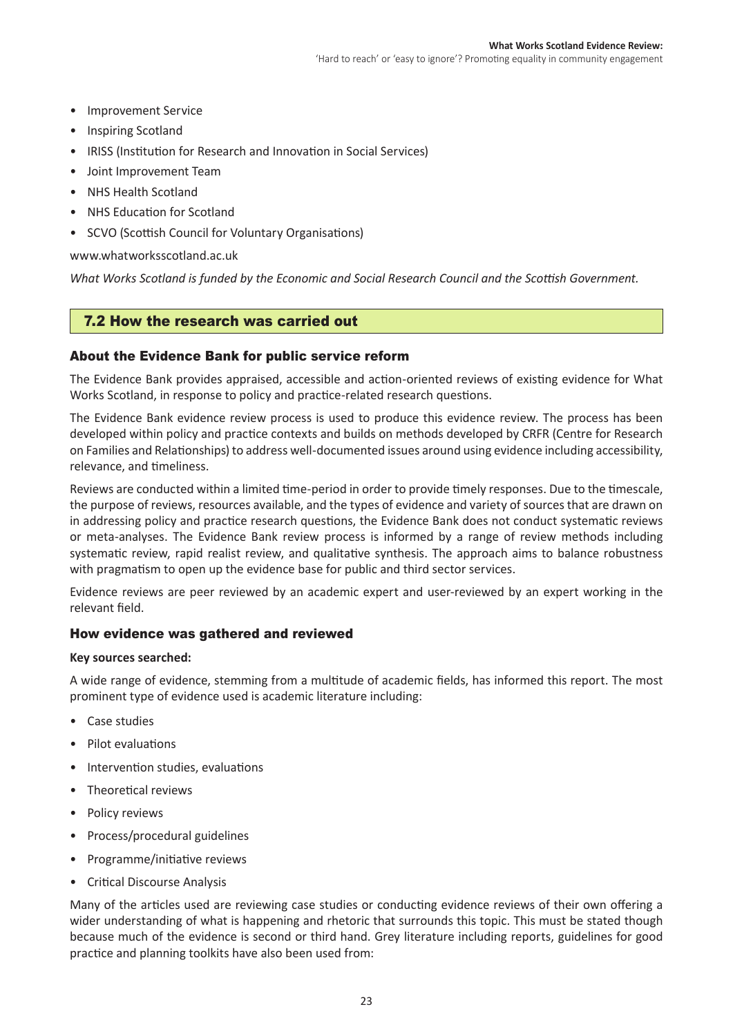- Improvement Service
- Inspiring Scotland
- IRISS (Institution for Research and Innovation in Social Services)
- Joint Improvement Team
- NHS Health Scotland
- NHS Education for Scotland
- SCVO (Scottish Council for Voluntary Organisations)

www.whatworksscotland.ac.uk

*What Works Scotland is funded by the Economic and Social Research Council and the Scottish Government.*

## 7.2 How the research was carried out

### About the Evidence Bank for public service reform

The Evidence Bank provides appraised, accessible and action-oriented reviews of existing evidence for What Works Scotland, in response to policy and practice-related research questions.

The Evidence Bank evidence review process is used to produce this evidence review. The process has been developed within policy and practice contexts and builds on methods developed by CRFR (Centre for Research on Families and Relationships) to address well-documented issues around using evidence including accessibility, relevance, and timeliness.

Reviews are conducted within a limited time-period in order to provide timely responses. Due to the timescale, the purpose of reviews, resources available, and the types of evidence and variety of sources that are drawn on in addressing policy and practice research questions, the Evidence Bank does not conduct systematic reviews or meta-analyses. The Evidence Bank review process is informed by a range of review methods including systematic review, rapid realist review, and qualitative synthesis. The approach aims to balance robustness with pragmatism to open up the evidence base for public and third sector services.

Evidence reviews are peer reviewed by an academic expert and user-reviewed by an expert working in the relevant field.

### How evidence was gathered and reviewed

**Key sources searched:**

A wide range of evidence, stemming from a multitude of academic fields, has informed this report. The most prominent type of evidence used is academic literature including:

- Case studies
- Pilot evaluations
- Intervention studies, evaluations
- Theoretical reviews
- Policy reviews
- Process/procedural guidelines
- Programme/initiative reviews
- Critical Discourse Analysis

Many of the articles used are reviewing case studies or conducting evidence reviews of their own offering a wider understanding of what is happening and rhetoric that surrounds this topic. This must be stated though because much of the evidence is second or third hand. Grey literature including reports, guidelines for good practice and planning toolkits have also been used from: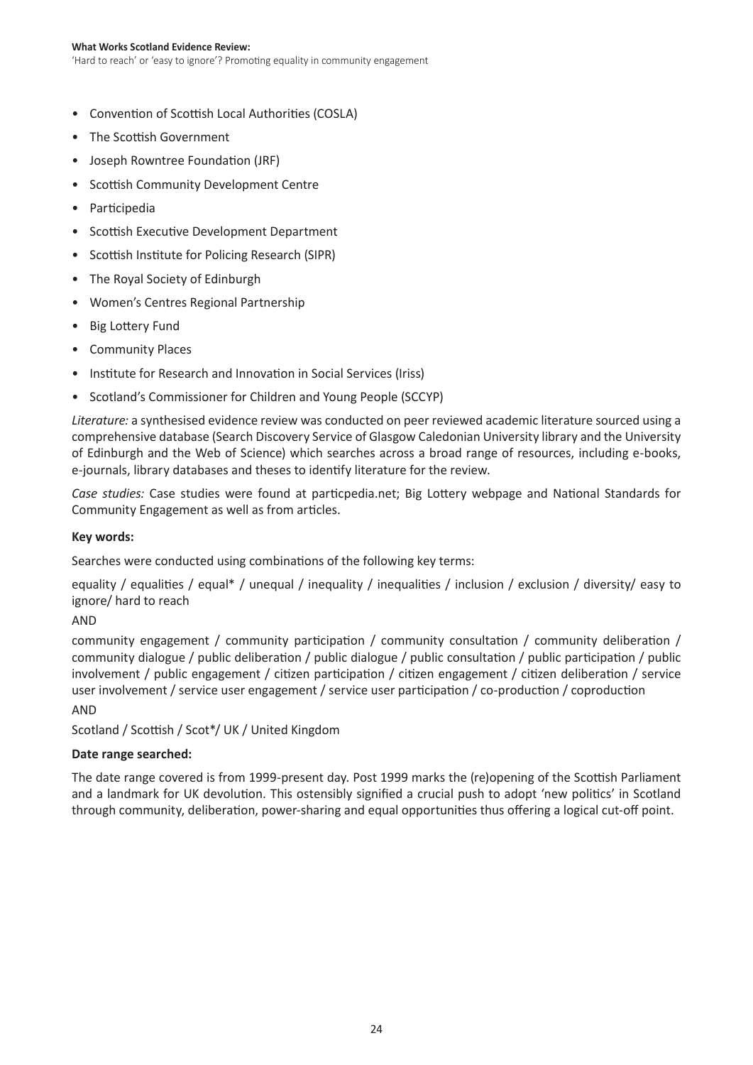- Convention of Scottish Local Authorities (COSLA)
- The Scottish Government
- Joseph Rowntree Foundation (JRF)
- Scottish Community Development Centre
- Participedia
- Scottish Executive Development Department
- Scottish Institute for Policing Research (SIPR)
- The Royal Society of Edinburgh
- Women's Centres Regional Partnership
- Big Lottery Fund
- Community Places
- Institute for Research and Innovation in Social Services (Iriss)
- Scotland's Commissioner for Children and Young People (SCCYP)

*Literature:* a synthesised evidence review was conducted on peer reviewed academic literature sourced using a comprehensive database (Search Discovery Service of Glasgow Caledonian University library and the University of Edinburgh and the Web of Science) which searches across a broad range of resources, including e-books, e-journals, library databases and theses to identify literature for the review.

*Case studies:* Case studies were found at particpedia.net; Big Lottery webpage and National Standards for Community Engagement as well as from articles.

**Key words:**

Searches were conducted using combinations of the following key terms:

equality / equalities / equal* / unequal / inequality / inequalities / inclusion / exclusion / diversity/ easy to ignore/ hard to reach

AND

community engagement / community participation / community consultation / community deliberation / community dialogue / public deliberation / public dialogue / public consultation / public participation / public involvement / public engagement / citizen participation / citizen engagement / citizen deliberation / service user involvement / service user engagement / service user participation / co-production / coproduction

AND

Scotland / Scottish / Scot*/ UK / United Kingdom

**Date range searched:**

The date range covered is from 1999-present day. Post 1999 marks the (re)opening of the Scottish Parliament and a landmark for UK devolution. This ostensibly signified a crucial push to adopt 'new politics' in Scotland through community, deliberation, power-sharing and equal opportunities thus offering a logical cut-off point.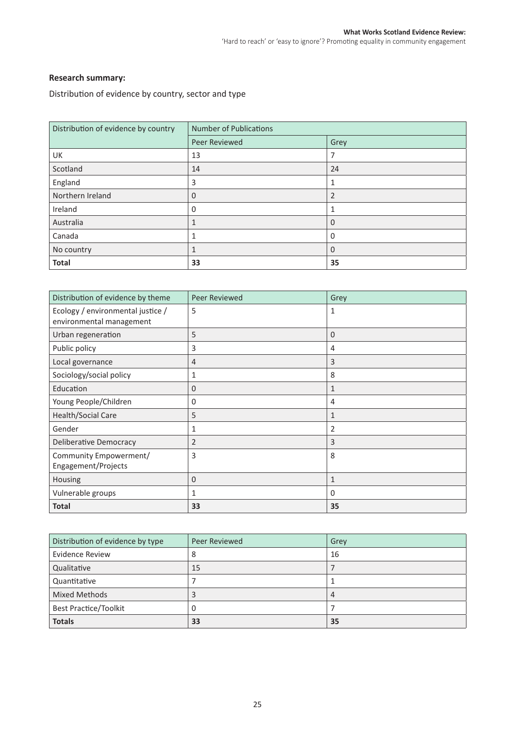**Research summary:**

Distribution of evidence by country, sector and type

| Distribution of evidence by country | Number of Publications | |
|---|---|---|
| | Peer Reviewed | Grey |
| UK | 13 | 7 |
| Scotland | 14 | 24 |
| England | 3 | 1 |
| Northern Ireland | 0 | 2 |
| Ireland | 0 | 1 |
| Australia | 1 | 0 |
| Canada | 1 | 0 |
| No country | 1 | 0 |
| **Total** | **33** | **35** |

| Distribution of evidence by theme | Peer Reviewed | Grey |
|---|---|---|
| Ecology / environmental justice / environmental management | 5 | 1 |
| Urban regeneration | 5 | 0 |
| Public policy | 3 | 4 |
| Local governance | 4 | 3 |
| Sociology/social policy | 1 | 8 |
| Education | 0 | 1 |
| Young People/Children | 0 | 4 |
| Health/Social Care | 5 | 1 |
| Gender | 1 | 2 |
| Deliberative Democracy | 2 | 3 |
| Community Empowerment/ Engagement/Projects | 3 | 8 |
| Housing | 0 | 1 |
| Vulnerable groups | 1 | 0 |
| **Total** | **33** | **35** |

| Distribution of evidence by type | Peer Reviewed | Grey |
|---|---|---|
| Evidence Review | 8 | 16 |
| Qualitative | 15 | 7 |
| Quantitative | 7 | 1 |
| Mixed Methods | 3 | 4 |
| Best Practice/Toolkit | 0 | 7 |
| **Totals** | **33** | **35** |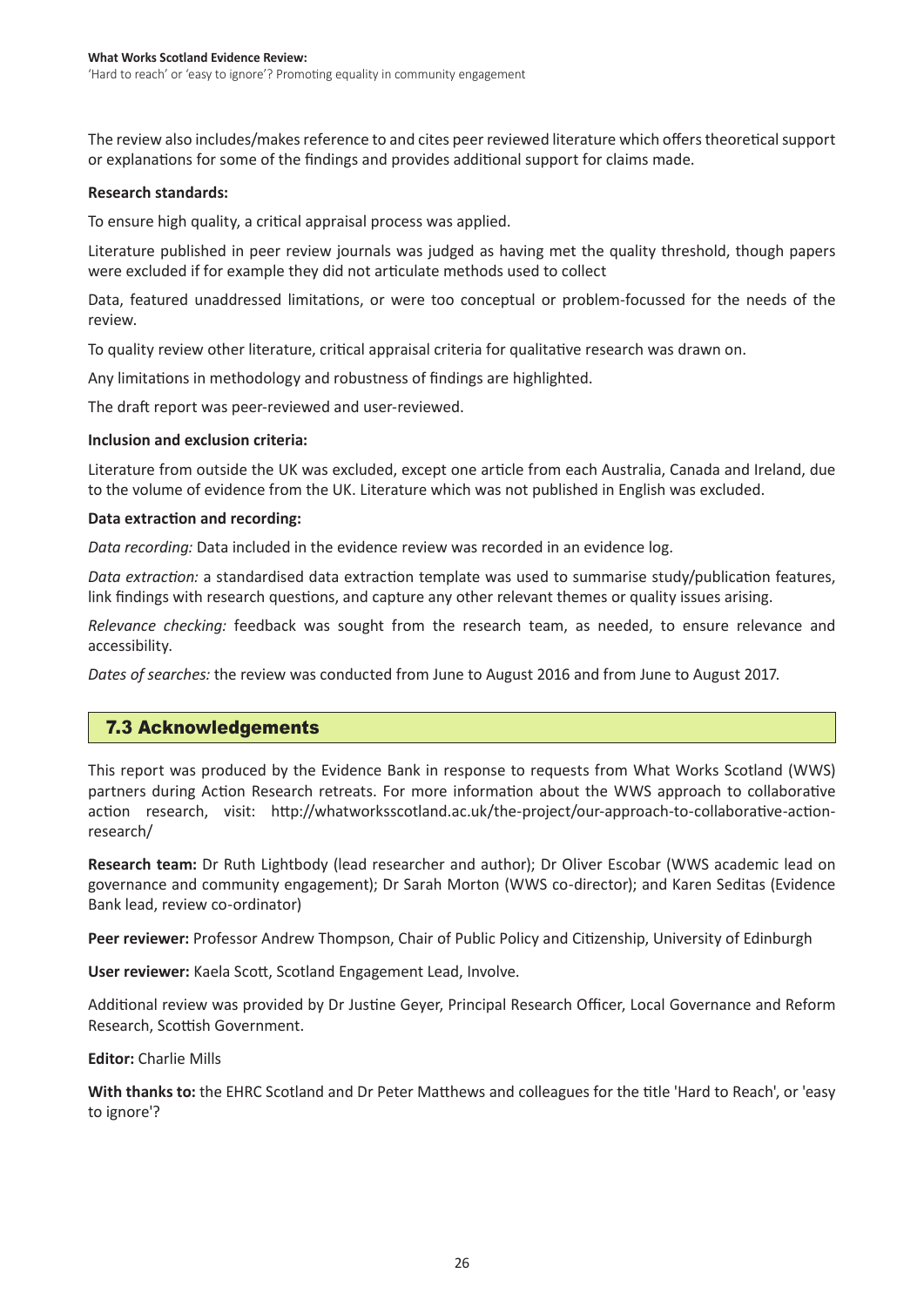The review also includes/makes reference to and cites peer reviewed literature which offers theoretical support or explanations for some of the findings and provides additional support for claims made.

**Research standards:**

To ensure high quality, a critical appraisal process was applied.

Literature published in peer review journals was judged as having met the quality threshold, though papers were excluded if for example they did not articulate methods used to collect

Data, featured unaddressed limitations, or were too conceptual or problem-focussed for the needs of the review.

To quality review other literature, critical appraisal criteria for qualitative research was drawn on.

Any limitations in methodology and robustness of findings are highlighted.

The draft report was peer-reviewed and user-reviewed.

**Inclusion and exclusion criteria:**

Literature from outside the UK was excluded, except one article from each Australia, Canada and Ireland, due to the volume of evidence from the UK. Literature which was not published in English was excluded.

**Data extraction and recording:**

*Data recording:* Data included in the evidence review was recorded in an evidence log.

*Data extraction:* a standardised data extraction template was used to summarise study/publication features, link findings with research questions, and capture any other relevant themes or quality issues arising.

*Relevance checking:* feedback was sought from the research team, as needed, to ensure relevance and accessibility.

*Dates of searches:* the review was conducted from June to August 2016 and from June to August 2017.

## 7.3 Acknowledgements

This report was produced by the Evidence Bank in response to requests from What Works Scotland (WWS) partners during Action Research retreats. For more information about the WWS approach to collaborative action research, visit: http://whatworksscotland.ac.uk/the-project/our-approach-to-collaborative-action-research/

**Research team:** Dr Ruth Lightbody (lead researcher and author); Dr Oliver Escobar (WWS academic lead on governance and community engagement); Dr Sarah Morton (WWS co-director); and Karen Seditas (Evidence Bank lead, review co-ordinator)

**Peer reviewer:** Professor Andrew Thompson, Chair of Public Policy and Citizenship, University of Edinburgh

**User reviewer:** Kaela Scott, Scotland Engagement Lead, Involve.

Additional review was provided by Dr Justine Geyer, Principal Research Officer, Local Governance and Reform Research, Scottish Government.

**Editor:** Charlie Mills

**With thanks to:** the EHRC Scotland and Dr Peter Matthews and colleagues for the title 'Hard to Reach', or 'easy to ignore'?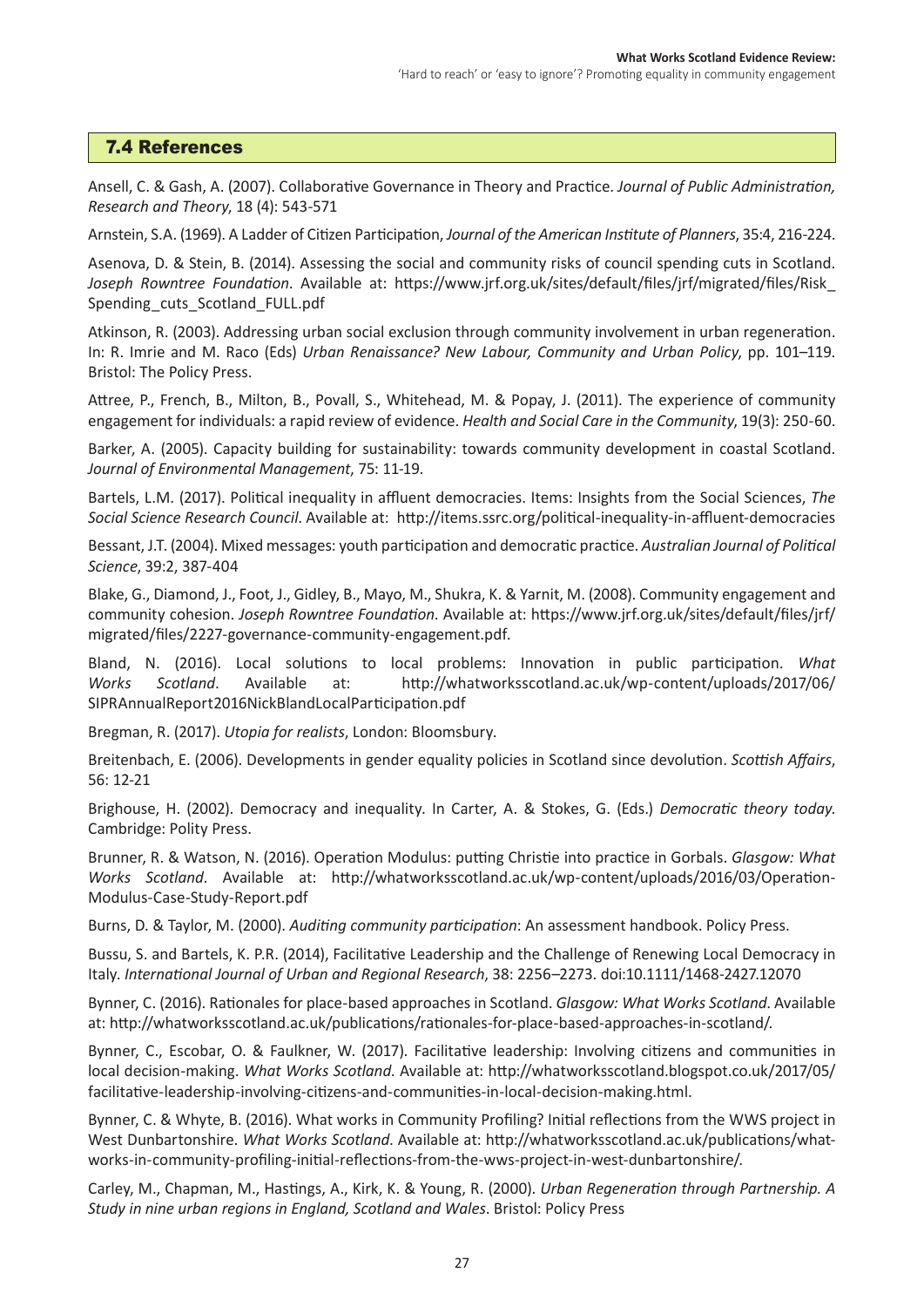## 7.4 References

Ansell, C. & Gash, A. (2007). Collaborative Governance in Theory and Practice. *Journal of Public Administration, Research and Theory*, 18 (4): 543-571

Arnstein, S.A. (1969). A Ladder of Citizen Participation, *Journal of the American Institute of Planners*, 35:4, 216-224.

Asenova, D. & Stein, B. (2014). Assessing the social and community risks of council spending cuts in Scotland. *Joseph Rowntree Foundation*. Available at: https://www.jrf.org.uk/sites/default/files/jrf/migrated/files/Risk_Spending_cuts_Scotland_FULL.pdf

Atkinson, R. (2003). Addressing urban social exclusion through community involvement in urban regeneration. In: R. Imrie and M. Raco (Eds) *Urban Renaissance? New Labour, Community and Urban Policy*, pp. 101–119. Bristol: The Policy Press.

Attree, P., French, B., Milton, B., Povall, S., Whitehead, M. & Popay, J. (2011). The experience of community engagement for individuals: a rapid review of evidence. *Health and Social Care in the Community*, 19(3): 250-60.

Barker, A. (2005). Capacity building for sustainability: towards community development in coastal Scotland. *Journal of Environmental Management*, 75: 11-19.

Bartels, L.M. (2017). Political inequality in affluent democracies. Items: Insights from the Social Sciences, *The Social Science Research Council*. Available at: http://items.ssrc.org/political-inequality-in-affluent-democracies

Bessant, J.T. (2004). Mixed messages: youth participation and democratic practice. *Australian Journal of Political Science*, 39:2, 387-404

Blake, G., Diamond, J., Foot, J., Gidley, B., Mayo, M., Shukra, K. & Yarnit, M. (2008). Community engagement and community cohesion. *Joseph Rowntree Foundation*. Available at: https://www.jrf.org.uk/sites/default/files/jrf/migrated/files/2227-governance-community-engagement.pdf.

Bland, N. (2016). Local solutions to local problems: Innovation in public participation. *What Works Scotland*. Available at: http://whatworksscotland.ac.uk/wp-content/uploads/2017/06/SIPRAnnualReport2016NickBlandLocalParticipation.pdf

Bregman, R. (2017). *Utopia for realists*, London: Bloomsbury.

Breitenbach, E. (2006). Developments in gender equality policies in Scotland since devolution. *Scottish Affairs*, 56: 12-21

Brighouse, H. (2002). Democracy and inequality. In Carter, A. & Stokes, G. (Eds.) *Democratic theory today*. Cambridge: Polity Press.

Brunner, R. & Watson, N. (2016). Operation Modulus: putting Christie into practice in Gorbals. *Glasgow: What Works Scotland*. Available at: http://whatworksscotland.ac.uk/wp-content/uploads/2016/03/Operation-Modulus-Case-Study-Report.pdf

Burns, D. & Taylor, M. (2000). *Auditing community participation*: An assessment handbook. Policy Press.

Bussu, S. and Bartels, K. P.R. (2014), Facilitative Leadership and the Challenge of Renewing Local Democracy in Italy. *International Journal of Urban and Regional Research*, 38: 2256–2273. doi:10.1111/1468-2427.12070

Bynner, C. (2016). Rationales for place-based approaches in Scotland. *Glasgow: What Works Scotland*. Available at: http://whatworksscotland.ac.uk/publications/rationales-for-place-based-approaches-in-scotland/.

Bynner, C., Escobar, O. & Faulkner, W. (2017). Facilitative leadership: Involving citizens and communities in local decision-making. *What Works Scotland*. Available at: http://whatworksscotland.blogspot.co.uk/2017/05/facilitative-leadership-involving-citizens-and-communities-in-local-decision-making.html.

Bynner, C. & Whyte, B. (2016). What works in Community Profiling? Initial reflections from the WWS project in West Dunbartonshire. *What Works Scotland*. Available at: http://whatworksscotland.ac.uk/publications/what-works-in-community-profiling-initial-reflections-from-the-wws-project-in-west-dunbartonshire/.

Carley, M., Chapman, M., Hastings, A., Kirk, K. & Young, R. (2000). *Urban Regeneration through Partnership. A Study in nine urban regions in England, Scotland and Wales*. Bristol: Policy Press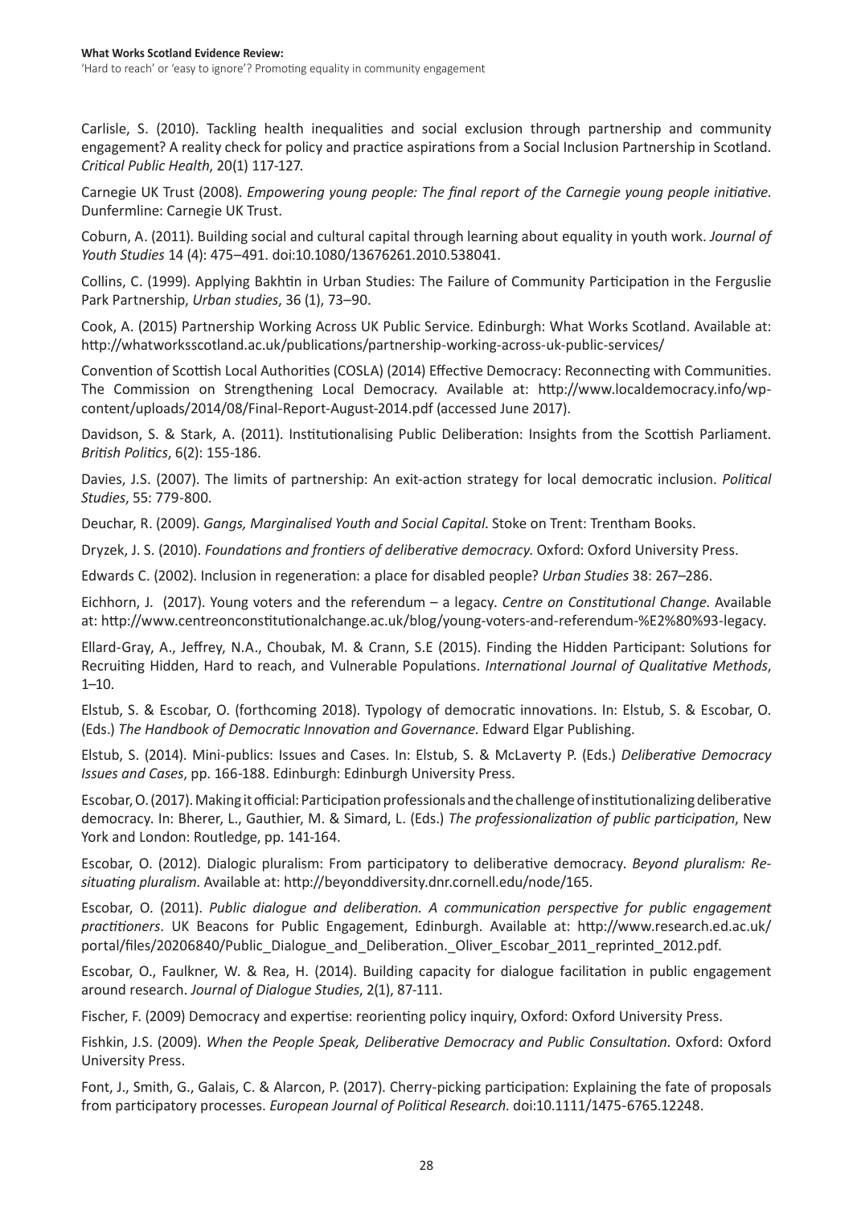Carlisle, S. (2010). Tackling health inequalities and social exclusion through partnership and community engagement? A reality check for policy and practice aspirations from a Social Inclusion Partnership in Scotland. *Critical Public Health*, 20(1) 117-127.

Carnegie UK Trust (2008). *Empowering young people: The final report of the Carnegie young people initiative*. Dunfermline: Carnegie UK Trust.

Coburn, A. (2011). Building social and cultural capital through learning about equality in youth work. *Journal of Youth Studies* 14 (4): 475–491. doi:10.1080/13676261.2010.538041.

Collins, C. (1999). Applying Bakhtin in Urban Studies: The Failure of Community Participation in the Ferguslie Park Partnership, *Urban studies*, 36 (1), 73–90.

Cook, A. (2015) Partnership Working Across UK Public Service. Edinburgh: What Works Scotland. Available at: http://whatworksscotland.ac.uk/publications/partnership-working-across-uk-public-services/

Convention of Scottish Local Authorities (COSLA) (2014) Effective Democracy: Reconnecting with Communities. The Commission on Strengthening Local Democracy. Available at: http://www.localdemocracy.info/wp-content/uploads/2014/08/Final-Report-August-2014.pdf (accessed June 2017).

Davidson, S. & Stark, A. (2011). Institutionalising Public Deliberation: Insights from the Scottish Parliament. *British Politics*, 6(2): 155-186.

Davies, J.S. (2007). The limits of partnership: An exit-action strategy for local democratic inclusion. *Political Studies*, 55: 779-800.

Deuchar, R. (2009). *Gangs, Marginalised Youth and Social Capital*. Stoke on Trent: Trentham Books.

Dryzek, J. S. (2010). *Foundations and frontiers of deliberative democracy*. Oxford: Oxford University Press.

Edwards C. (2002). Inclusion in regeneration: a place for disabled people? *Urban Studies* 38: 267–286.

Eichhorn, J. (2017). Young voters and the referendum – a legacy. *Centre on Constitutional Change*. Available at: http://www.centreonconstitutionalchange.ac.uk/blog/young-voters-and-referendum-%E2%80%93-legacy.

Ellard-Gray, A., Jeffrey, N.A., Choubak, M. & Crann, S.E (2015). Finding the Hidden Participant: Solutions for Recruiting Hidden, Hard to reach, and Vulnerable Populations. *International Journal of Qualitative Methods*, 1–10.

Elstub, S. & Escobar, O. (forthcoming 2018). Typology of democratic innovations. In: Elstub, S. & Escobar, O. (Eds.) *The Handbook of Democratic Innovation and Governance*. Edward Elgar Publishing.

Elstub, S. (2014). Mini-publics: Issues and Cases. In: Elstub, S. & McLaverty P. (Eds.) *Deliberative Democracy Issues and Cases*, pp. 166-188. Edinburgh: Edinburgh University Press.

Escobar, O. (2017). Making it official: Participation professionals and the challenge of institutionalizing deliberative democracy. In: Bherer, L., Gauthier, M. & Simard, L. (Eds.) *The professionalization of public participation*, New York and London: Routledge, pp. 141-164.

Escobar, O. (2012). Dialogic pluralism: From participatory to deliberative democracy. *Beyond pluralism: Re-situating pluralism*. Available at: http://beyonddiversity.dnr.cornell.edu/node/165.

Escobar, O. (2011). *Public dialogue and deliberation. A communication perspective for public engagement practitioners*. UK Beacons for Public Engagement, Edinburgh. Available at: http://www.research.ed.ac.uk/portal/files/20206840/Public_Dialogue_and_Deliberation._Oliver_Escobar_2011_reprinted_2012.pdf.

Escobar, O., Faulkner, W. & Rea, H. (2014). Building capacity for dialogue facilitation in public engagement around research. *Journal of Dialogue Studies*, 2(1), 87-111.

Fischer, F. (2009) Democracy and expertise: reorienting policy inquiry, Oxford: Oxford University Press.

Fishkin, J.S. (2009). *When the People Speak, Deliberative Democracy and Public Consultation*. Oxford: Oxford University Press.

Font, J., Smith, G., Galais, C. & Alarcon, P. (2017). Cherry-picking participation: Explaining the fate of proposals from participatory processes. *European Journal of Political Research*. doi:10.1111/1475-6765.12248.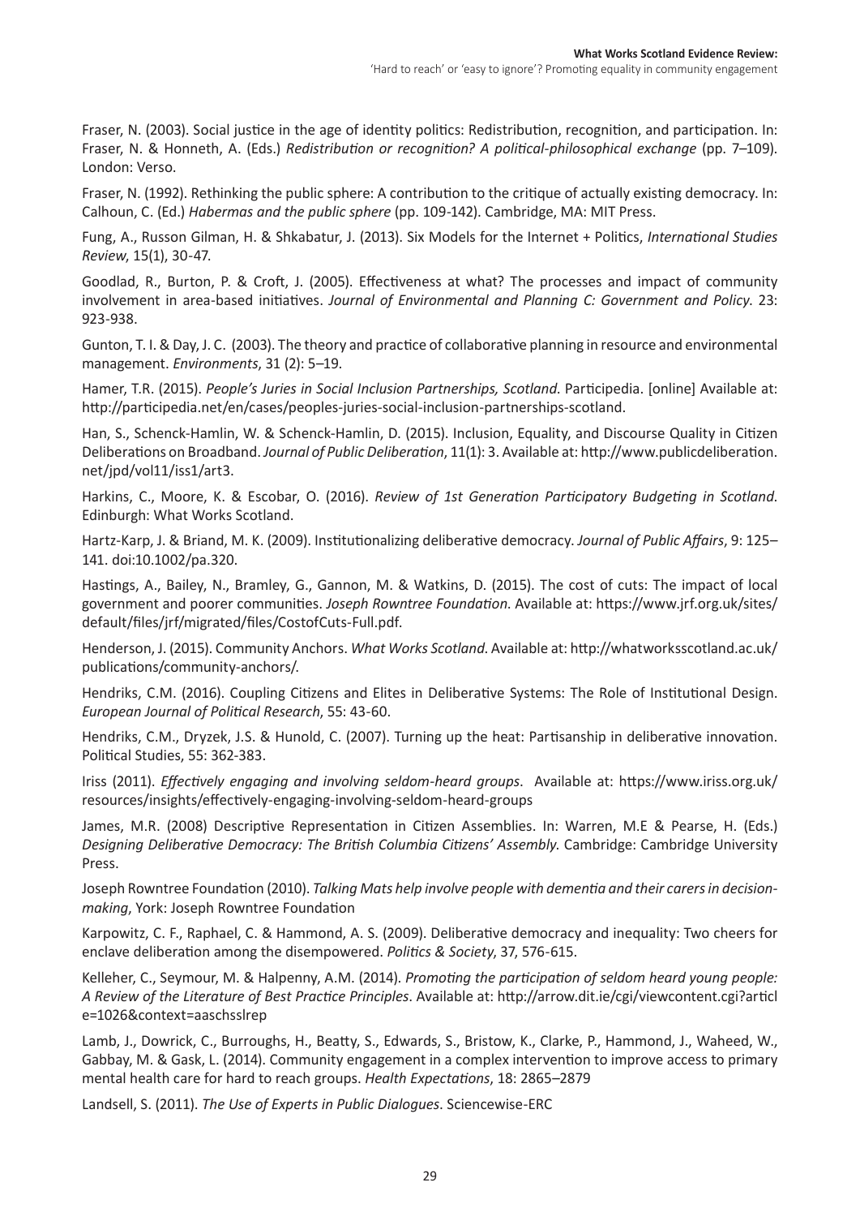Fraser, N. (2003). Social justice in the age of identity politics: Redistribution, recognition, and participation. In: Fraser, N. & Honneth, A. (Eds.) *Redistribution or recognition? A political-philosophical exchange* (pp. 7–109). London: Verso.

Fraser, N. (1992). Rethinking the public sphere: A contribution to the critique of actually existing democracy. In: Calhoun, C. (Ed.) *Habermas and the public sphere* (pp. 109-142). Cambridge, MA: MIT Press.

Fung, A., Russon Gilman, H. & Shkabatur, J. (2013). Six Models for the Internet + Politics, *International Studies Review*, 15(1), 30-47.

Goodlad, R., Burton, P. & Croft, J. (2005). Effectiveness at what? The processes and impact of community involvement in area-based initiatives. *Journal of Environmental and Planning C: Government and Policy*. 23: 923-938.

Gunton, T. I. & Day, J. C. (2003). The theory and practice of collaborative planning in resource and environmental management. *Environments*, 31 (2): 5–19.

Hamer, T.R. (2015). *People's Juries in Social Inclusion Partnerships, Scotland*. Participedia. [online] Available at: http://participedia.net/en/cases/peoples-juries-social-inclusion-partnerships-scotland.

Han, S., Schenck-Hamlin, W. & Schenck-Hamlin, D. (2015). Inclusion, Equality, and Discourse Quality in Citizen Deliberations on Broadband. *Journal of Public Deliberation*, 11(1): 3. Available at: http://www.publicdeliberation.net/jpd/vol11/iss1/art3.

Harkins, C., Moore, K. & Escobar, O. (2016). *Review of 1st Generation Participatory Budgeting in Scotland*. Edinburgh: What Works Scotland.

Hartz-Karp, J. & Briand, M. K. (2009). Institutionalizing deliberative democracy. *Journal of Public Affairs*, 9: 125–141. doi:10.1002/pa.320.

Hastings, A., Bailey, N., Bramley, G., Gannon, M. & Watkins, D. (2015). The cost of cuts: The impact of local government and poorer communities. *Joseph Rowntree Foundation*. Available at: https://www.jrf.org.uk/sites/default/files/jrf/migrated/files/CostofCuts-Full.pdf.

Henderson, J. (2015). Community Anchors. *What Works Scotland*. Available at: http://whatworksscotland.ac.uk/publications/community-anchors/.

Hendriks, C.M. (2016). Coupling Citizens and Elites in Deliberative Systems: The Role of Institutional Design. *European Journal of Political Research*, 55: 43-60.

Hendriks, C.M., Dryzek, J.S. & Hunold, C. (2007). Turning up the heat: Partisanship in deliberative innovation. Political Studies, 55: 362-383.

Iriss (2011). *Effectively engaging and involving seldom-heard groups*. Available at: https://www.iriss.org.uk/resources/insights/effectively-engaging-involving-seldom-heard-groups

James, M.R. (2008) Descriptive Representation in Citizen Assemblies. In: Warren, M.E & Pearse, H. (Eds.) *Designing Deliberative Democracy: The British Columbia Citizens' Assembly*. Cambridge: Cambridge University Press.

Joseph Rowntree Foundation (2010). *Talking Mats help involve people with dementia and their carers in decision-making*, York: Joseph Rowntree Foundation

Karpowitz, C. F., Raphael, C. & Hammond, A. S. (2009). Deliberative democracy and inequality: Two cheers for enclave deliberation among the disempowered. *Politics & Society*, 37, 576-615.

Kelleher, C., Seymour, M. & Halpenny, A.M. (2014). *Promoting the participation of seldom heard young people: A Review of the Literature of Best Practice Principles*. Available at: http://arrow.dit.ie/cgi/viewcontent.cgi?article=1026&context=aaschsslrep

Lamb, J., Dowrick, C., Burroughs, H., Beatty, S., Edwards, S., Bristow, K., Clarke, P., Hammond, J., Waheed, W., Gabbay, M. & Gask, L. (2014). Community engagement in a complex intervention to improve access to primary mental health care for hard to reach groups. *Health Expectations*, 18: 2865–2879

Landsell, S. (2011). *The Use of Experts in Public Dialogues*. Sciencewise-ERC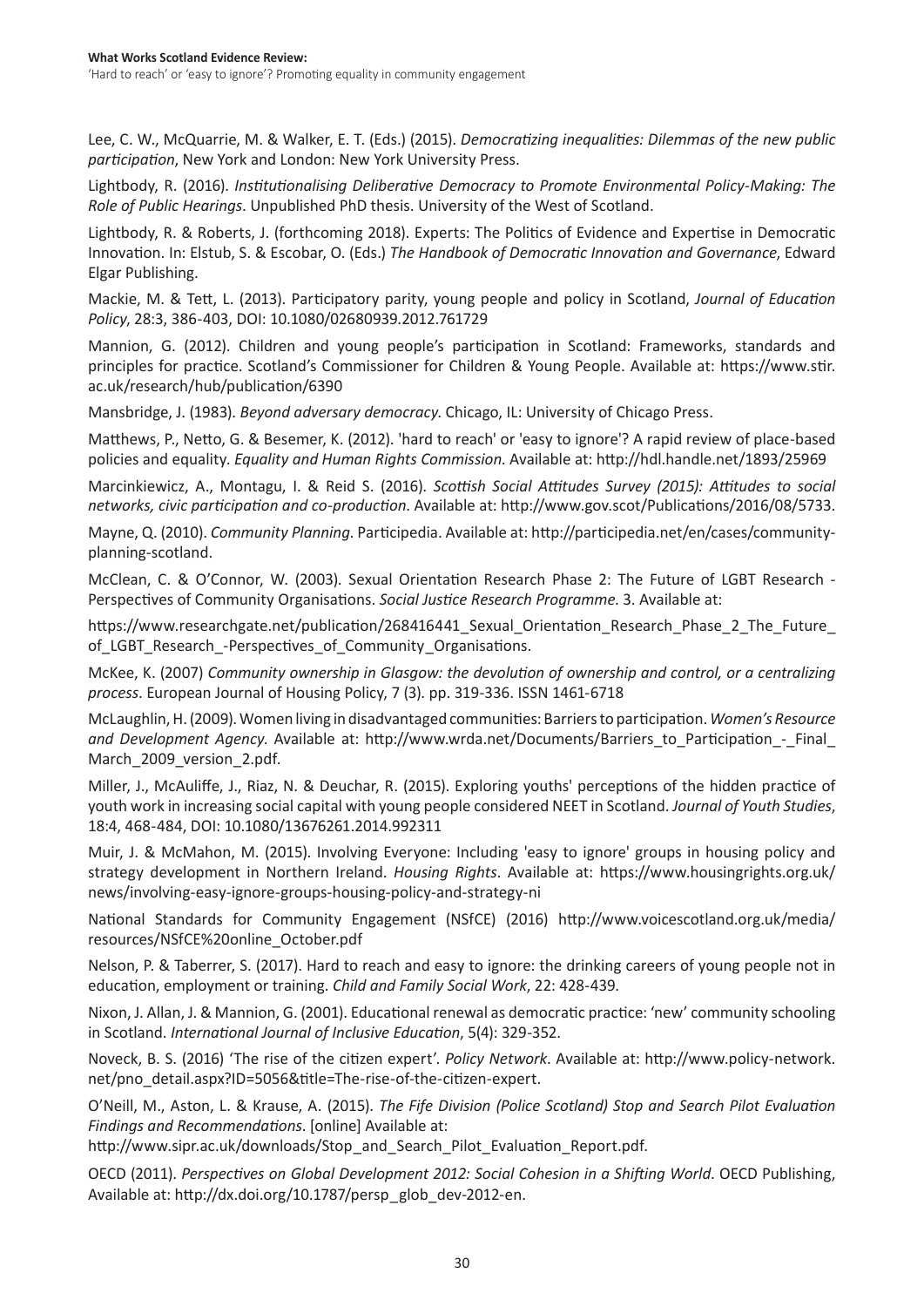Lee, C. W., McQuarrie, M. & Walker, E. T. (Eds.) (2015). *Democratizing inequalities: Dilemmas of the new public participation*, New York and London: New York University Press.

Lightbody, R. (2016). *Institutionalising Deliberative Democracy to Promote Environmental Policy-Making: The Role of Public Hearings*. Unpublished PhD thesis. University of the West of Scotland.

Lightbody, R. & Roberts, J. (forthcoming 2018). Experts: The Politics of Evidence and Expertise in Democratic Innovation. In: Elstub, S. & Escobar, O. (Eds.) *The Handbook of Democratic Innovation and Governance*, Edward Elgar Publishing.

Mackie, M. & Tett, L. (2013). Participatory parity, young people and policy in Scotland, *Journal of Education Policy*, 28:3, 386-403, DOI: 10.1080/02680939.2012.761729

Mannion, G. (2012). Children and young people's participation in Scotland: Frameworks, standards and principles for practice. Scotland's Commissioner for Children & Young People. Available at: https://www.stir.ac.uk/research/hub/publication/6390

Mansbridge, J. (1983). *Beyond adversary democracy.* Chicago, IL: University of Chicago Press.

Matthews, P., Netto, G. & Besemer, K. (2012). 'hard to reach' or 'easy to ignore'? A rapid review of place-based policies and equality. *Equality and Human Rights Commission*. Available at: http://hdl.handle.net/1893/25969

Marcinkiewicz, A., Montagu, I. & Reid S. (2016). *Scottish Social Attitudes Survey (2015): Attitudes to social networks, civic participation and co-production*. Available at: http://www.gov.scot/Publications/2016/08/5733.

Mayne, Q. (2010). *Community Planning*. Participedia. Available at: http://participedia.net/en/cases/community-planning-scotland.

McClean, C. & O'Connor, W. (2003). Sexual Orientation Research Phase 2: The Future of LGBT Research - Perspectives of Community Organisations. *Social Justice Research Programme*. 3. Available at:

https://www.researchgate.net/publication/268416441_Sexual_Orientation_Research_Phase_2_The_Future_of_LGBT_Research_-Perspectives_of_Community_Organisations.

McKee, K. (2007) *Community ownership in Glasgow: the devolution of ownership and control, or a centralizing process*. European Journal of Housing Policy, 7 (3). pp. 319-336. ISSN 1461-6718

McLaughlin, H. (2009). Women living in disadvantaged communities: Barriers to participation. *Women's Resource and Development Agency*. Available at: http://www.wrda.net/Documents/Barriers_to_Participation_-_Final_March_2009_version_2.pdf.

Miller, J., McAuliffe, J., Riaz, N. & Deuchar, R. (2015). Exploring youths' perceptions of the hidden practice of youth work in increasing social capital with young people considered NEET in Scotland. *Journal of Youth Studies*, 18:4, 468-484, DOI: 10.1080/13676261.2014.992311

Muir, J. & McMahon, M. (2015). Involving Everyone: Including 'easy to ignore' groups in housing policy and strategy development in Northern Ireland. *Housing Rights*. Available at: https://www.housingrights.org.uk/news/involving-easy-ignore-groups-housing-policy-and-strategy-ni

National Standards for Community Engagement (NSfCE) (2016) http://www.voicescotland.org.uk/media/resources/NSfCE%20online_October.pdf

Nelson, P. & Taberrer, S. (2017). Hard to reach and easy to ignore: the drinking careers of young people not in education, employment or training. *Child and Family Social Work*, 22: 428-439.

Nixon, J. Allan, J. & Mannion, G. (2001). Educational renewal as democratic practice: 'new' community schooling in Scotland. *International Journal of Inclusive Education*, 5(4): 329-352.

Noveck, B. S. (2016) 'The rise of the citizen expert'. *Policy Network*. Available at: http://www.policy-network.net/pno_detail.aspx?ID=5056&title=The-rise-of-the-citizen-expert.

O'Neill, M., Aston, L. & Krause, A. (2015). *The Fife Division (Police Scotland) Stop and Search Pilot Evaluation Findings and Recommendations*. [online] Available at:
http://www.sipr.ac.uk/downloads/Stop_and_Search_Pilot_Evaluation_Report.pdf.

OECD (2011). *Perspectives on Global Development 2012: Social Cohesion in a Shifting World*. OECD Publishing, Available at: http://dx.doi.org/10.1787/persp_glob_dev-2012-en.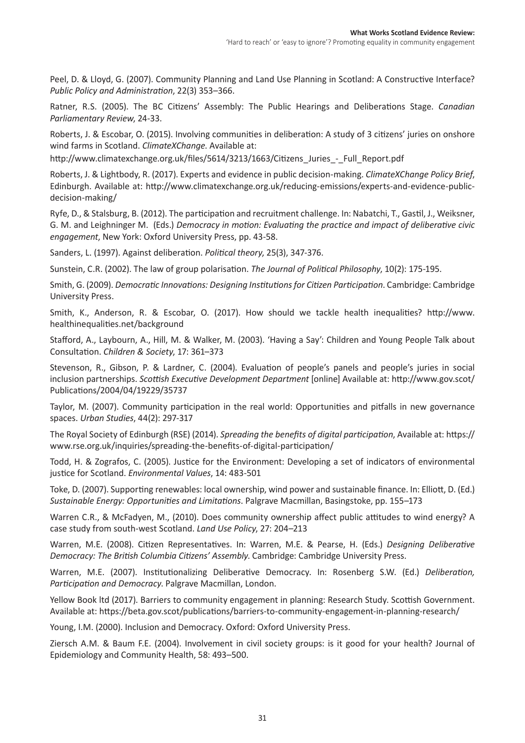Peel, D. & Lloyd, G. (2007). Community Planning and Land Use Planning in Scotland: A Constructive Interface? *Public Policy and Administration*, 22(3) 353–366.

Ratner, R.S. (2005). The BC Citizens' Assembly: The Public Hearings and Deliberations Stage. *Canadian Parliamentary Review*, 24-33.

Roberts, J. & Escobar, O. (2015). Involving communities in deliberation: A study of 3 citizens' juries on onshore wind farms in Scotland. *ClimateXChange*. Available at: http://www.climatexchange.org.uk/files/5614/3213/1663/Citizens_Juries_-_Full_Report.pdf

Roberts, J. & Lightbody, R. (2017). Experts and evidence in public decision-making. *ClimateXChange Policy Brief*, Edinburgh. Available at: http://www.climatexchange.org.uk/reducing-emissions/experts-and-evidence-public-decision-making/

Ryfe, D., & Stalsburg, B. (2012). The participation and recruitment challenge. In: Nabatchi, T., Gastil, J., Weiksner, G. M. and Leighninger M. (Eds.) *Democracy in motion: Evaluating the practice and impact of deliberative civic engagement*, New York: Oxford University Press, pp. 43-58.

Sanders, L. (1997). Against deliberation. *Political theory*, 25(3), 347-376.

Sunstein, C.R. (2002). The law of group polarisation. *The Journal of Political Philosophy*, 10(2): 175-195.

Smith, G. (2009). *Democratic Innovations: Designing Institutions for Citizen Participation*. Cambridge: Cambridge University Press.

Smith, K., Anderson, R. & Escobar, O. (2017). How should we tackle health inequalities? http://www.healthinequalities.net/background

Stafford, A., Laybourn, A., Hill, M. & Walker, M. (2003). 'Having a Say': Children and Young People Talk about Consultation. *Children & Society*, 17: 361–373

Stevenson, R., Gibson, P. & Lardner, C. (2004). Evaluation of people's panels and people's juries in social inclusion partnerships. *Scottish Executive Development Department* [online] Available at: http://www.gov.scot/Publications/2004/04/19229/35737

Taylor, M. (2007). Community participation in the real world: Opportunities and pitfalls in new governance spaces. *Urban Studies*, 44(2): 297-317

The Royal Society of Edinburgh (RSE) (2014). *Spreading the benefits of digital participation*, Available at: https://www.rse.org.uk/inquiries/spreading-the-benefits-of-digital-participation/

Todd, H. & Zografos, C. (2005). Justice for the Environment: Developing a set of indicators of environmental justice for Scotland. *Environmental Values*, 14: 483-501

Toke, D. (2007). Supporting renewables: local ownership, wind power and sustainable finance. In: Elliott, D. (Ed.) *Sustainable Energy: Opportunities and Limitations*. Palgrave Macmillan, Basingstoke, pp. 155–173

Warren C.R., & McFadyen, M., (2010). Does community ownership affect public attitudes to wind energy? A case study from south-west Scotland. *Land Use Policy*, 27: 204–213

Warren, M.E. (2008). Citizen Representatives. In: Warren, M.E. & Pearse, H. (Eds.) *Designing Deliberative Democracy: The British Columbia Citizens' Assembly*. Cambridge: Cambridge University Press.

Warren, M.E. (2007). Institutionalizing Deliberative Democracy. In: Rosenberg S.W. (Ed.) *Deliberation, Participation and Democracy*. Palgrave Macmillan, London.

Yellow Book ltd (2017). Barriers to community engagement in planning: Research Study. Scottish Government. Available at: https://beta.gov.scot/publications/barriers-to-community-engagement-in-planning-research/

Young, I.M. (2000). Inclusion and Democracy. Oxford: Oxford University Press.

Ziersch A.M. & Baum F.E. (2004). Involvement in civil society groups: is it good for your health? Journal of Epidemiology and Community Health, 58: 493–500.